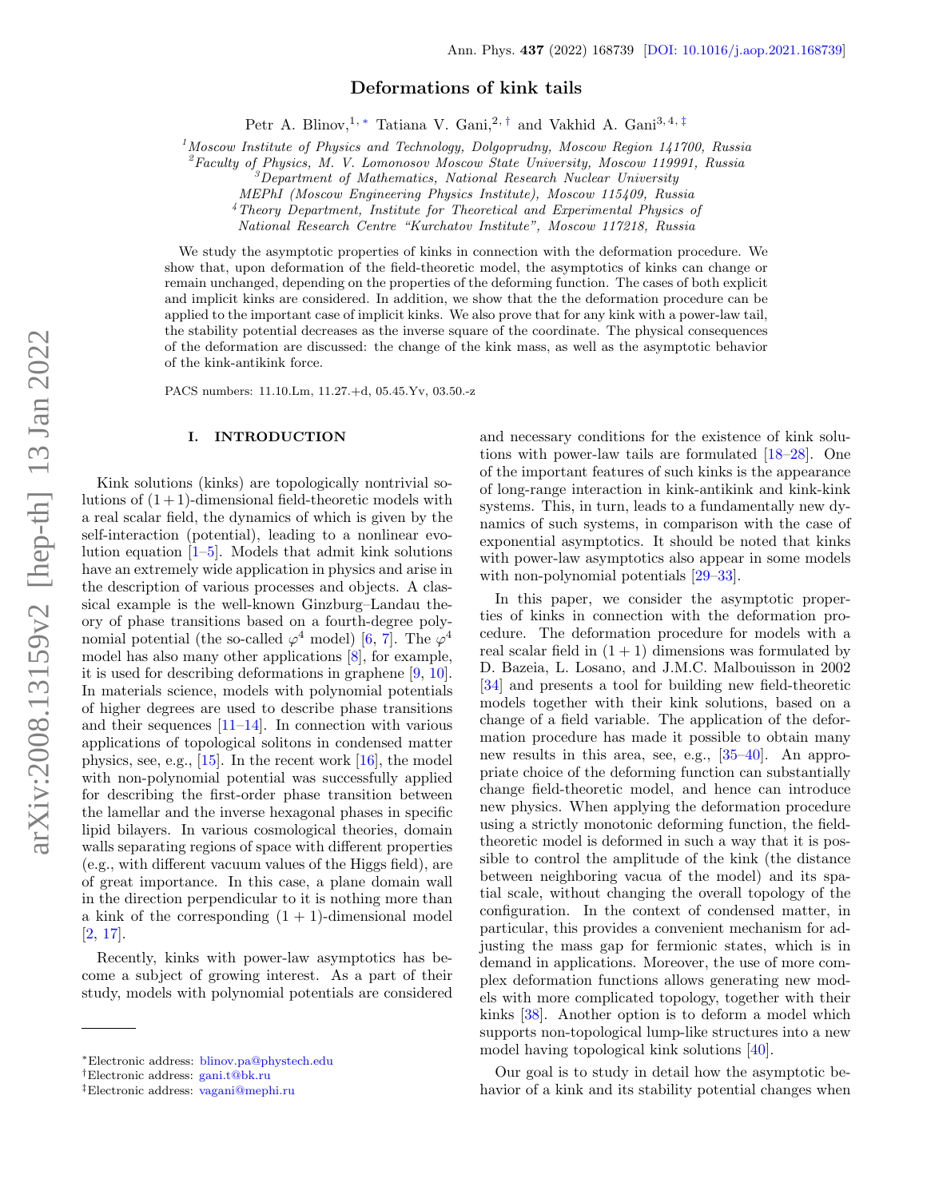# Deformations of kink tails

Petr A. Blinov,[1,*] Tatiana V. Gani,[2,†] and Vakhid A. Gani[3,4,‡]

[1] *Moscow Institute of Physics and Technology, Dolgoprudny, Moscow Region 141700, Russia*
[2] *Faculty of Physics, M. V. Lomonosov Moscow State University, Moscow 119991, Russia*
[3] *Department of Mathematics, National Research Nuclear University MEPhI (Moscow Engineering Physics Institute), Moscow 115409, Russia*
[4] *Theory Department, Institute for Theoretical and Experimental Physics of National Research Centre "Kurchatov Institute", Moscow 117218, Russia*

We study the asymptotic properties of kinks in connection with the deformation procedure. We show that, upon deformation of the field-theoretic model, the asymptotics of kinks can change or remain unchanged, depending on the properties of the deforming function. The cases of both explicit and implicit kinks are considered. In addition, we show that the the deformation procedure can be applied to the important case of implicit kinks. We also prove that for any kink with a power-law tail, the stability potential decreases as the inverse square of the coordinate. The physical consequences of the deformation are discussed: the change of the kink mass, as well as the asymptotic behavior of the kink-antikink force.

PACS numbers: 11.10.Lm, 11.27.+d, 05.45.Yv, 03.50.-z

## I. INTRODUCTION

Kink solutions (kinks) are topologically nontrivial solutions of $(1+1)$-dimensional field-theoretic models with a real scalar field, the dynamics of which is given by the self-interaction (potential), leading to a nonlinear evolution equation [1–5]. Models that admit kink solutions have an extremely wide application in physics and arise in the description of various processes and objects. A classical example is the well-known Ginzburg–Landau theory of phase transitions based on a fourth-degree polynomial potential (the so-called $\varphi^4$ model) [6, 7]. The $\varphi^4$ model has also many other applications [8], for example, it is used for describing deformations in graphene [9, 10]. In materials science, models with polynomial potentials of higher degrees are used to describe phase transitions and their sequences [11–14]. In connection with various applications of topological solitons in condensed matter physics, see, e.g., [15]. In the recent work [16], the model with non-polynomial potential was successfully applied for describing the first-order phase transition between the lamellar and the inverse hexagonal phases in specific lipid bilayers. In various cosmological theories, domain walls separating regions of space with different properties (e.g., with different vacuum values of the Higgs field), are of great importance. In this case, a plane domain wall in the direction perpendicular to it is nothing more than a kink of the corresponding $(1+1)$-dimensional model [2, 17].

Recently, kinks with power-law asymptotics has become a subject of growing interest. As a part of their study, models with polynomial potentials are considered and necessary conditions for the existence of kink solutions with power-law tails are formulated [18–28]. One of the important features of such kinks is the appearance of long-range interaction in kink-antikink and kink-kink systems. This, in turn, leads to a fundamentally new dynamics of such systems, in comparison with the case of exponential asymptotics. It should be noted that kinks with power-law asymptotics also appear in some models with non-polynomial potentials [29–33].

In this paper, we consider the asymptotic properties of kinks in connection with the deformation procedure. The deformation procedure for models with a real scalar field in $(1+1)$ dimensions was formulated by D. Bazeia, L. Losano, and J.M.C. Malbouisson in 2002 [34] and presents a tool for building new field-theoretic models together with their kink solutions, based on a change of a field variable. The application of the deformation procedure has made it possible to obtain many new results in this area, see, e.g., [35–40]. An appropriate choice of the deforming function can substantially change field-theoretic model, and hence can introduce new physics. When applying the deformation procedure using a strictly monotonic deforming function, the field-theoretic model is deformed in such a way that it is possible to control the amplitude of the kink (the distance between neighboring vacua of the model) and its spatial scale, without changing the overall topology of the configuration. In the context of condensed matter, in particular, this provides a convenient mechanism for adjusting the mass gap for fermionic states, which is in demand in applications. Moreover, the use of more complex deformation functions allows generating new models with more complicated topology, together with their kinks [38]. Another option is to deform a model which supports non-topological lump-like structures into a new model having topological kink solutions [40].

Our goal is to study in detail how the asymptotic behavior of a kink and its stability potential changes when

*Electronic address: blinov.pa@phystech.edu
†Electronic address: gani.t@bk.ru
‡Electronic address: vagani@mephi.ru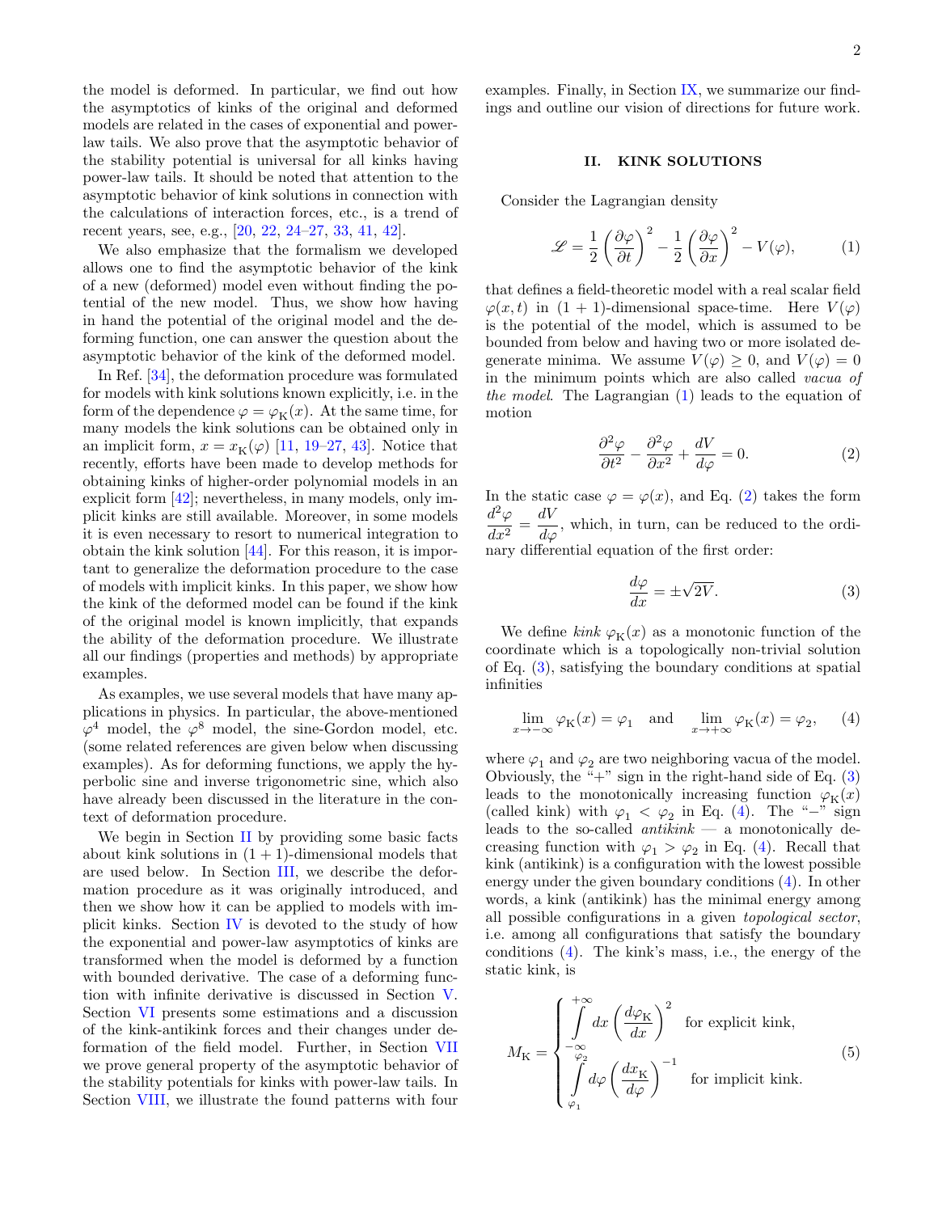the model is deformed. In particular, we find out how the asymptotics of kinks of the original and deformed models are related in the cases of exponential and power-law tails. We also prove that the asymptotic behavior of the stability potential is universal for all kinks having power-law tails. It should be noted that attention to the asymptotic behavior of kink solutions in connection with the calculations of interaction forces, etc., is a trend of recent years, see, e.g., [20, 22, 24–27, 33, 41, 42].

We also emphasize that the formalism we developed allows one to find the asymptotic behavior of the kink of a new (deformed) model even without finding the potential of the new model. Thus, we show how having in hand the potential of the original model and the deforming function, one can answer the question about the asymptotic behavior of the kink of the deformed model.

In Ref. [34], the deformation procedure was formulated for models with kink solutions known explicitly, i.e. in the form of the dependence $\varphi = \varphi_\mathrm{K}(x)$. At the same time, for many models the kink solutions can be obtained only in an implicit form, $x = x_\mathrm{K}(\varphi)$ [11, 19–27, 43]. Notice that recently, efforts have been made to develop methods for obtaining kinks of higher-order polynomial models in an explicit form [42]; nevertheless, in many models, only implicit kinks are still available. Moreover, in some models it is even necessary to resort to numerical integration to obtain the kink solution [44]. For this reason, it is important to generalize the deformation procedure to the case of models with implicit kinks. In this paper, we show how the kink of the deformed model can be found if the kink of the original model is known implicitly, that expands the ability of the deformation procedure. We illustrate all our findings (properties and methods) by appropriate examples.

As examples, we use several models that have many applications in physics. In particular, the above-mentioned $\varphi^4$ model, the $\varphi^8$ model, the sine-Gordon model, etc. (some related references are given below when discussing examples). As for deforming functions, we apply the hyperbolic sine and inverse trigonometric sine, which also have already been discussed in the literature in the context of deformation procedure.

We begin in Section II by providing some basic facts about kink solutions in $(1+1)$-dimensional models that are used below. In Section III, we describe the deformation procedure as it was originally introduced, and then we show how it can be applied to models with implicit kinks. Section IV is devoted to the study of how the exponential and power-law asymptotics of kinks are transformed when the model is deformed by a function with bounded derivative. The case of a deforming function with infinite derivative is discussed in Section V. Section VI presents some estimations and a discussion of the kink-antikink forces and their changes under deformation of the field model. Further, in Section VII we prove general property of the asymptotic behavior of the stability potentials for kinks with power-law tails. In Section VIII, we illustrate the found patterns with four examples. Finally, in Section IX, we summarize our findings and outline our vision of directions for future work.

## II. KINK SOLUTIONS

Consider the Lagrangian density

$$\mathscr{L} = \frac{1}{2}\left(\frac{\partial\varphi}{\partial t}\right)^2 - \frac{1}{2}\left(\frac{\partial\varphi}{\partial x}\right)^2 - V(\varphi), \qquad (1)$$

that defines a field-theoretic model with a real scalar field $\varphi(x,t)$ in $(1+1)$-dimensional space-time. Here $V(\varphi)$ is the potential of the model, which is assumed to be bounded from below and having two or more isolated degenerate minima. We assume $V(\varphi) \geq 0$, and $V(\varphi) = 0$ in the minimum points which are also called *vacua of the model*. The Lagrangian (1) leads to the equation of motion

$$\frac{\partial^2\varphi}{\partial t^2} - \frac{\partial^2\varphi}{\partial x^2} + \frac{dV}{d\varphi} = 0. \qquad (2)$$

In the static case $\varphi = \varphi(x)$, and Eq. (2) takes the form $\dfrac{d^2\varphi}{dx^2} = \dfrac{dV}{d\varphi}$, which, in turn, can be reduced to the ordinary differential equation of the first order:

$$\frac{d\varphi}{dx} = \pm\sqrt{2V}. \qquad (3)$$

We define *kink* $\varphi_\mathrm{K}(x)$ as a monotonic function of the coordinate which is a topologically non-trivial solution of Eq. (3), satisfying the boundary conditions at spatial infinities

$$\lim_{x\to-\infty}\varphi_\mathrm{K}(x) = \varphi_1 \quad \text{and} \quad \lim_{x\to+\infty}\varphi_\mathrm{K}(x) = \varphi_2, \qquad (4)$$

where $\varphi_1$ and $\varphi_2$ are two neighboring vacua of the model. Obviously, the "+" sign in the right-hand side of Eq. (3) leads to the monotonically increasing function $\varphi_\mathrm{K}(x)$ (called kink) with $\varphi_1 < \varphi_2$ in Eq. (4). The "−" sign leads to the so-called *antikink* — a monotonically decreasing function with $\varphi_1 > \varphi_2$ in Eq. (4). Recall that kink (antikink) is a configuration with the lowest possible energy under the given boundary conditions (4). In other words, a kink (antikink) has the minimal energy among all possible configurations in a given *topological sector*, i.e. among all configurations that satisfy the boundary conditions (4). The kink's mass, i.e., the energy of the static kink, is

$$M_\mathrm{K} = \begin{cases} \displaystyle\int_{-\infty}^{+\infty} dx \left(\frac{d\varphi_\mathrm{K}}{dx}\right)^2 & \text{for explicit kink,} \\[2ex] \displaystyle\int_{\varphi_1}^{\varphi_2} d\varphi \left(\frac{dx_\mathrm{K}}{d\varphi}\right)^{-1} & \text{for implicit kink.} \end{cases} \qquad (5)$$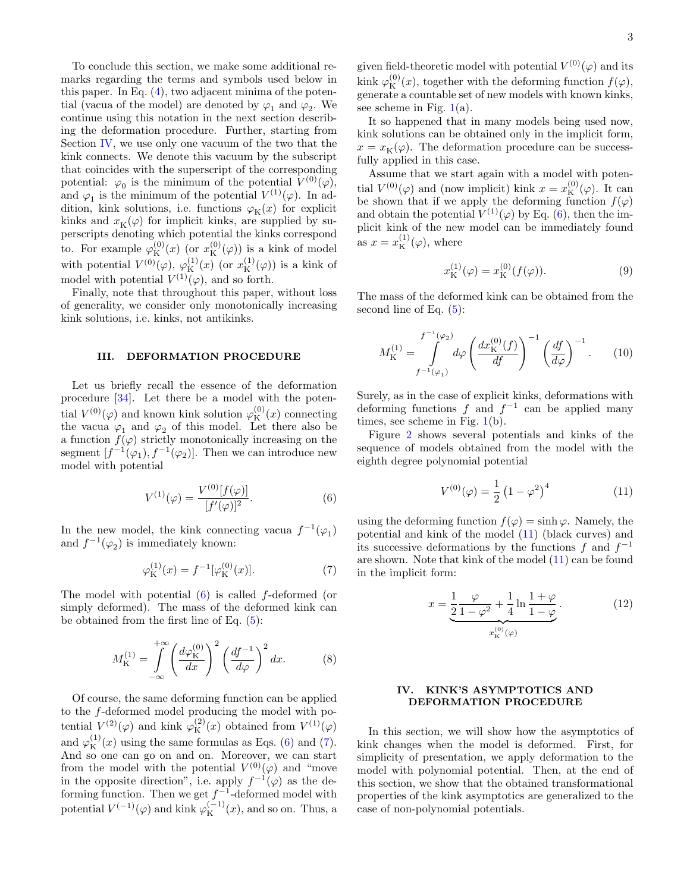To conclude this section, we make some additional remarks regarding the terms and symbols used below in this paper. In Eq. (4), two adjacent minima of the potential (vacua of the model) are denoted by $\varphi_1$ and $\varphi_2$. We continue using this notation in the next section describing the deformation procedure. Further, starting from Section IV, we use only one vacuum of the two that the kink connects. We denote this vacuum by the subscript that coincides with the superscript of the corresponding potential: $\varphi_0$ is the minimum of the potential $V^{(0)}(\varphi)$, and $\varphi_1$ is the minimum of the potential $V^{(1)}(\varphi)$. In addition, kink solutions, i.e. functions $\varphi_{\rm K}(x)$ for explicit kinks and $x_{\rm K}(\varphi)$ for implicit kinks, are supplied by superscripts denoting which potential the kinks correspond to. For example $\varphi_{\rm K}^{(0)}(x)$ (or $x_{\rm K}^{(0)}(\varphi)$) is a kink of model with potential $V^{(0)}(\varphi)$, $\varphi_{\rm K}^{(1)}(x)$ (or $x_{\rm K}^{(1)}(\varphi)$) is a kink of model with potential $V^{(1)}(\varphi)$, and so forth.

Finally, note that throughout this paper, without loss of generality, we consider only monotonically increasing kink solutions, i.e. kinks, not antikinks.

## III. DEFORMATION PROCEDURE

Let us briefly recall the essence of the deformation procedure [34]. Let there be a model with the potential $V^{(0)}(\varphi)$ and known kink solution $\varphi_{\rm K}^{(0)}(x)$ connecting the vacua $\varphi_1$ and $\varphi_2$ of this model. Let there also be a function $f(\varphi)$ strictly monotonically increasing on the segment $[f^{-1}(\varphi_1), f^{-1}(\varphi_2)]$. Then we can introduce new model with potential

$$V^{(1)}(\varphi) = \frac{V^{(0)}[f(\varphi)]}{[f'(\varphi)]^2}. \qquad (6)$$

In the new model, the kink connecting vacua $f^{-1}(\varphi_1)$ and $f^{-1}(\varphi_2)$ is immediately known:

$$\varphi_{\rm K}^{(1)}(x) = f^{-1}[\varphi_{\rm K}^{(0)}(x)]. \qquad (7)$$

The model with potential (6) is called $f$-deformed (or simply deformed). The mass of the deformed kink can be obtained from the first line of Eq. (5):

$$M_{\rm K}^{(1)} = \int_{-\infty}^{+\infty} \left(\frac{d\varphi_{\rm K}^{(0)}}{dx}\right)^2 \left(\frac{df^{-1}}{d\varphi}\right)^2 dx. \qquad (8)$$

Of course, the same deforming function can be applied to the $f$-deformed model producing the model with potential $V^{(2)}(\varphi)$ and kink $\varphi_{\rm K}^{(2)}(x)$ obtained from $V^{(1)}(\varphi)$ and $\varphi_{\rm K}^{(1)}(x)$ using the same formulas as Eqs. (6) and (7). And so one can go on and on. Moreover, we can start from the model with the potential $V^{(0)}(\varphi)$ and "move in the opposite direction", i.e. apply $f^{-1}(\varphi)$ as the deforming function. Then we get $f^{-1}$-deformed model with potential $V^{(-1)}(\varphi)$ and kink $\varphi_{\rm K}^{(-1)}(x)$, and so on. Thus, a given field-theoretic model with potential $V^{(0)}(\varphi)$ and its kink $\varphi_{\rm K}^{(0)}(x)$, together with the deforming function $f(\varphi)$, generate a countable set of new models with known kinks, see scheme in Fig. 1(a).

It so happened that in many models being used now, kink solutions can be obtained only in the implicit form, $x = x_{\rm K}(\varphi)$. The deformation procedure can be successfully applied in this case.

Assume that we start again with a model with potential $V^{(0)}(\varphi)$ and (now implicit) kink $x = x_{\rm K}^{(0)}(\varphi)$. It can be shown that if we apply the deforming function $f(\varphi)$ and obtain the potential $V^{(1)}(\varphi)$ by Eq. (6), then the implicit kink of the new model can be immediately found as $x = x_{\rm K}^{(1)}(\varphi)$, where

$$x_{\rm K}^{(1)}(\varphi) = x_{\rm K}^{(0)}(f(\varphi)). \qquad (9)$$

The mass of the deformed kink can be obtained from the second line of Eq. (5):

$$M_{\rm K}^{(1)} = \int_{f^{-1}(\varphi_1)}^{f^{-1}(\varphi_2)} d\varphi \left(\frac{dx_{\rm K}^{(0)}(f)}{df}\right)^{-1} \left(\frac{df}{d\varphi}\right)^{-1}. \qquad (10)$$

Surely, as in the case of explicit kinks, deformations with deforming functions $f$ and $f^{-1}$ can be applied many times, see scheme in Fig. 1(b).

Figure 2 shows several potentials and kinks of the sequence of models obtained from the model with the eighth degree polynomial potential

$$V^{(0)}(\varphi) = \frac{1}{2}\left(1-\varphi^2\right)^4 \qquad (11)$$

using the deforming function $f(\varphi) = \sinh\varphi$. Namely, the potential and kink of the model (11) (black curves) and its successive deformations by the functions $f$ and $f^{-1}$ are shown. Note that kink of the model (11) can be found in the implicit form:

$$x = \underbrace{\frac{1}{2}\frac{\varphi}{1-\varphi^2} + \frac{1}{4}\ln\frac{1+\varphi}{1-\varphi}}_{x_{\rm K}^{(0)}(\varphi)}. \qquad (12)$$

## IV. KINK'S ASYMPTOTICS AND DEFORMATION PROCEDURE

In this section, we will show how the asymptotics of kink changes when the model is deformed. First, for simplicity of presentation, we apply deformation to the model with polynomial potential. Then, at the end of this section, we show that the obtained transformational properties of the kink asymptotics are generalized to the case of non-polynomial potentials.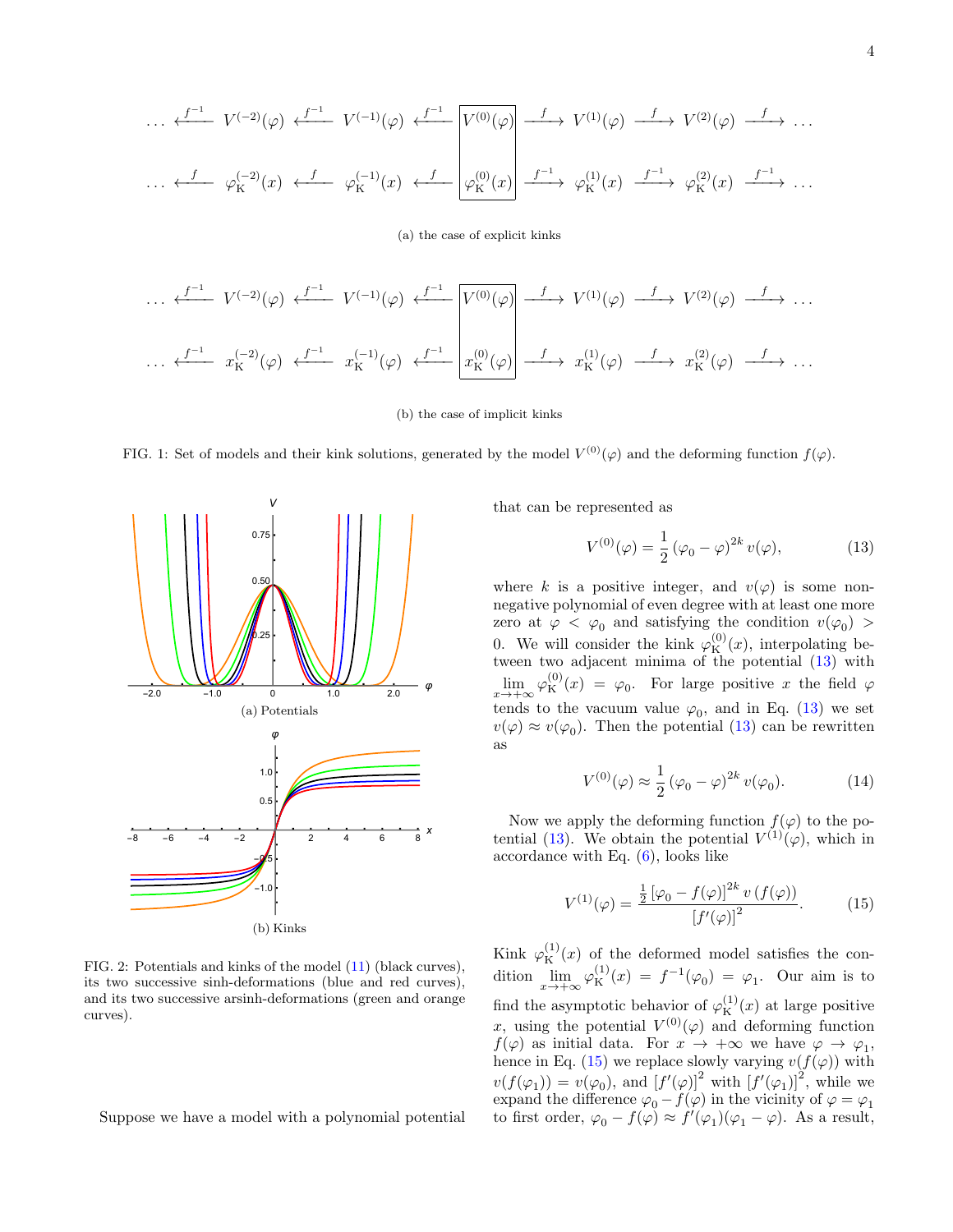$$\cdots \xleftarrow{f^{-1}} V^{(-2)}(\varphi) \xleftarrow{f^{-1}} V^{(-1)}(\varphi) \xleftarrow{f^{-1}} \boxed{V^{(0)}(\varphi)} \xrightarrow{f} V^{(1)}(\varphi) \xrightarrow{f} V^{(2)}(\varphi) \xrightarrow{f} \cdots$$

$$\cdots \xleftarrow{f} \varphi_{\mathrm{K}}^{(-2)}(x) \xleftarrow{f} \varphi_{\mathrm{K}}^{(-1)}(x) \xleftarrow{f} \boxed{\varphi_{\mathrm{K}}^{(0)}(x)} \xrightarrow{f^{-1}} \varphi_{\mathrm{K}}^{(1)}(x) \xrightarrow{f^{-1}} \varphi_{\mathrm{K}}^{(2)}(x) \xrightarrow{f^{-1}} \cdots$$

(a) the case of explicit kinks

$$\cdots \xleftarrow{f^{-1}} V^{(-2)}(\varphi) \xleftarrow{f^{-1}} V^{(-1)}(\varphi) \xleftarrow{f^{-1}} \boxed{V^{(0)}(\varphi)} \xrightarrow{f} V^{(1)}(\varphi) \xrightarrow{f} V^{(2)}(\varphi) \xrightarrow{f} \cdots$$

$$\cdots \xleftarrow{f^{-1}} x_{\mathrm{K}}^{(-2)}(\varphi) \xleftarrow{f^{-1}} x_{\mathrm{K}}^{(-1)}(\varphi) \xleftarrow{f^{-1}} \boxed{x_{\mathrm{K}}^{(0)}(\varphi)} \xrightarrow{f} x_{\mathrm{K}}^{(1)}(\varphi) \xrightarrow{f} x_{\mathrm{K}}^{(2)}(\varphi) \xrightarrow{f} \cdots$$

(b) the case of implicit kinks

FIG. 1: Set of models and their kink solutions, generated by the model $V^{(0)}(\varphi)$ and the deforming function $f(\varphi)$.

(a) Potentials

(b) Kinks

FIG. 2: Potentials and kinks of the model (11) (black curves), its two successive sinh-deformations (blue and red curves), and its two successive arsinh-deformations (green and orange curves).

Suppose we have a model with a polynomial potential that can be represented as

$$V^{(0)}(\varphi) = \frac{1}{2}\left(\varphi_0 - \varphi\right)^{2k} v(\varphi), \tag{13}$$

where $k$ is a positive integer, and $v(\varphi)$ is some non-negative polynomial of even degree with at least one more zero at $\varphi < \varphi_0$ and satisfying the condition $v(\varphi_0) > 0$. We will consider the kink $\varphi_{\mathrm{K}}^{(0)}(x)$, interpolating between two adjacent minima of the potential (13) with $\lim\limits_{x\to+\infty} \varphi_{\mathrm{K}}^{(0)}(x) = \varphi_0$. For large positive $x$ the field $\varphi$ tends to the vacuum value $\varphi_0$, and in Eq. (13) we set $v(\varphi) \approx v(\varphi_0)$. Then the potential (13) can be rewritten as

$$V^{(0)}(\varphi) \approx \frac{1}{2}\left(\varphi_0 - \varphi\right)^{2k} v(\varphi_0). \tag{14}$$

Now we apply the deforming function $f(\varphi)$ to the potential (13). We obtain the potential $V^{(1)}(\varphi)$, which in accordance with Eq. (6), looks like

$$V^{(1)}(\varphi) = \frac{\frac{1}{2}\left[\varphi_0 - f(\varphi)\right]^{2k} v\left(f(\varphi)\right)}{\left[f'(\varphi)\right]^2}. \tag{15}$$

Kink $\varphi_{\mathrm{K}}^{(1)}(x)$ of the deformed model satisfies the condition $\lim\limits_{x\to+\infty} \varphi_{\mathrm{K}}^{(1)}(x) = f^{-1}(\varphi_0) = \varphi_1$. Our aim is to find the asymptotic behavior of $\varphi_{\mathrm{K}}^{(1)}(x)$ at large positive $x$, using the potential $V^{(0)}(\varphi)$ and deforming function $f(\varphi)$ as initial data. For $x \to +\infty$ we have $\varphi \to \varphi_1$, hence in Eq. (15) we replace slowly varying $v(f(\varphi))$ with $v(f(\varphi_1)) = v(\varphi_0)$, and $\left[f'(\varphi)\right]^2$ with $\left[f'(\varphi_1)\right]^2$, while we expand the difference $\varphi_0 - f(\varphi)$ in the vicinity of $\varphi = \varphi_1$ to first order, $\varphi_0 - f(\varphi) \approx f'(\varphi_1)(\varphi_1 - \varphi)$. As a result,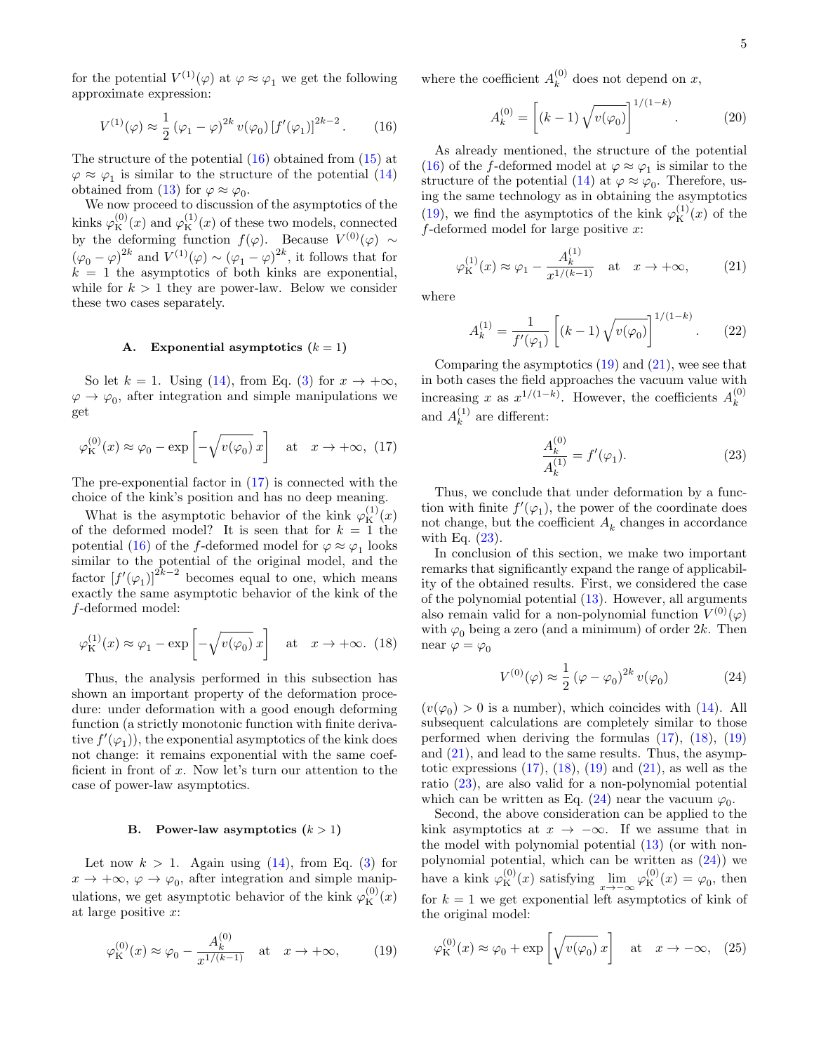for the potential $V^{(1)}(\varphi)$ at $\varphi \approx \varphi_1$ we get the following approximate expression:

$$V^{(1)}(\varphi) \approx \frac{1}{2}\left(\varphi_1 - \varphi\right)^{2k} v(\varphi_0)\left[f'(\varphi_1)\right]^{2k-2}. \tag{16}$$

The structure of the potential (16) obtained from (15) at $\varphi \approx \varphi_1$ is similar to the structure of the potential (14) obtained from (13) for $\varphi \approx \varphi_0$.

We now proceed to discussion of the asymptotics of the kinks $\varphi_{\rm K}^{(0)}(x)$ and $\varphi_{\rm K}^{(1)}(x)$ of these two models, connected by the deforming function $f(\varphi)$. Because $V^{(0)}(\varphi) \sim (\varphi_0 - \varphi)^{2k}$ and $V^{(1)}(\varphi) \sim (\varphi_1 - \varphi)^{2k}$, it follows that for $k = 1$ the asymptotics of both kinks are exponential, while for $k > 1$ they are power-law. Below we consider these two cases separately.

### A. Exponential asymptotics ($k = 1$)

So let $k = 1$. Using (14), from Eq. (3) for $x \to +\infty$, $\varphi \to \varphi_0$, after integration and simple manipulations we get

$$\varphi_{\rm K}^{(0)}(x) \approx \varphi_0 - \exp\left[-\sqrt{v(\varphi_0)}\, x\right] \quad \text{at} \quad x \to +\infty, \tag{17}$$

The pre-exponential factor in (17) is connected with the choice of the kink's position and has no deep meaning.

What is the asymptotic behavior of the kink $\varphi_{\rm K}^{(1)}(x)$ of the deformed model? It is seen that for $k = 1$ the potential (16) of the $f$-deformed model for $\varphi \approx \varphi_1$ looks similar to the potential of the original model, and the factor $\left[f'(\varphi_1)\right]^{2k-2}$ becomes equal to one, which means exactly the same asymptotic behavior of the kink of the $f$-deformed model:

$$\varphi_{\rm K}^{(1)}(x) \approx \varphi_1 - \exp\left[-\sqrt{v(\varphi_0)}\, x\right] \quad \text{at} \quad x \to +\infty. \tag{18}$$

Thus, the analysis performed in this subsection has shown an important property of the deformation procedure: under deformation with a good enough deforming function (a strictly monotonic function with finite derivative $f'(\varphi_1)$), the exponential asymptotics of the kink does not change: it remains exponential with the same coefficient in front of $x$. Now let's turn our attention to the case of power-law asymptotics.

### B. Power-law asymptotics ($k > 1$)

Let now $k > 1$. Again using (14), from Eq. (3) for $x \to +\infty$, $\varphi \to \varphi_0$, after integration and simple manipulations, we get asymptotic behavior of the kink $\varphi_{\rm K}^{(0)}(x)$ at large positive $x$:

$$\varphi_{\rm K}^{(0)}(x) \approx \varphi_0 - \frac{A_k^{(0)}}{x^{1/(k-1)}} \quad \text{at} \quad x \to +\infty, \tag{19}$$

where the coefficient $A_k^{(0)}$ does not depend on $x$,

$$A_k^{(0)} = \left[(k-1)\sqrt{v(\varphi_0)}\right]^{1/(1-k)}. \tag{20}$$

As already mentioned, the structure of the potential (16) of the $f$-deformed model at $\varphi \approx \varphi_1$ is similar to the structure of the potential (14) at $\varphi \approx \varphi_0$. Therefore, using the same technology as in obtaining the asymptotics (19), we find the asymptotics of the kink $\varphi_{\rm K}^{(1)}(x)$ of the $f$-deformed model for large positive $x$:

$$\varphi_{\rm K}^{(1)}(x) \approx \varphi_1 - \frac{A_k^{(1)}}{x^{1/(k-1)}} \quad \text{at} \quad x \to +\infty, \tag{21}$$

where

$$A_k^{(1)} = \frac{1}{f'(\varphi_1)}\left[(k-1)\sqrt{v(\varphi_0)}\right]^{1/(1-k)}. \tag{22}$$

Comparing the asymptotics (19) and (21), wee see that in both cases the field approaches the vacuum value with increasing $x$ as $x^{1/(1-k)}$. However, the coefficients $A_k^{(0)}$ and $A_k^{(1)}$ are different:

$$\frac{A_k^{(0)}}{A_k^{(1)}} = f'(\varphi_1). \tag{23}$$

Thus, we conclude that under deformation by a function with finite $f'(\varphi_1)$, the power of the coordinate does not change, but the coefficient $A_k$ changes in accordance with Eq. (23).

In conclusion of this section, we make two important remarks that significantly expand the range of applicability of the obtained results. First, we considered the case of the polynomial potential (13). However, all arguments also remain valid for a non-polynomial function $V^{(0)}(\varphi)$ with $\varphi_0$ being a zero (and a minimum) of order $2k$. Then near $\varphi = \varphi_0$

$$V^{(0)}(\varphi) \approx \frac{1}{2}\left(\varphi - \varphi_0\right)^{2k} v(\varphi_0) \tag{24}$$

($v(\varphi_0) > 0$ is a number), which coincides with (14). All subsequent calculations are completely similar to those performed when deriving the formulas (17), (18), (19) and (21), and lead to the same results. Thus, the asymptotic expressions (17), (18), (19) and (21), as well as the ratio (23), are also valid for a non-polynomial potential which can be written as Eq. (24) near the vacuum $\varphi_0$.

Second, the above consideration can be applied to the kink asymptotics at $x \to -\infty$. If we assume that in the model with polynomial potential (13) (or with non-polynomial potential, which can be written as (24)) we have a kink $\varphi_{\rm K}^{(0)}(x)$ satisfying $\lim\limits_{x\to-\infty}\varphi_{\rm K}^{(0)}(x) = \varphi_0$, then for $k = 1$ we get exponential left asymptotics of kink of the original model:

$$\varphi_{\rm K}^{(0)}(x) \approx \varphi_0 + \exp\left[\sqrt{v(\varphi_0)}\, x\right] \quad \text{at} \quad x \to -\infty, \tag{25}$$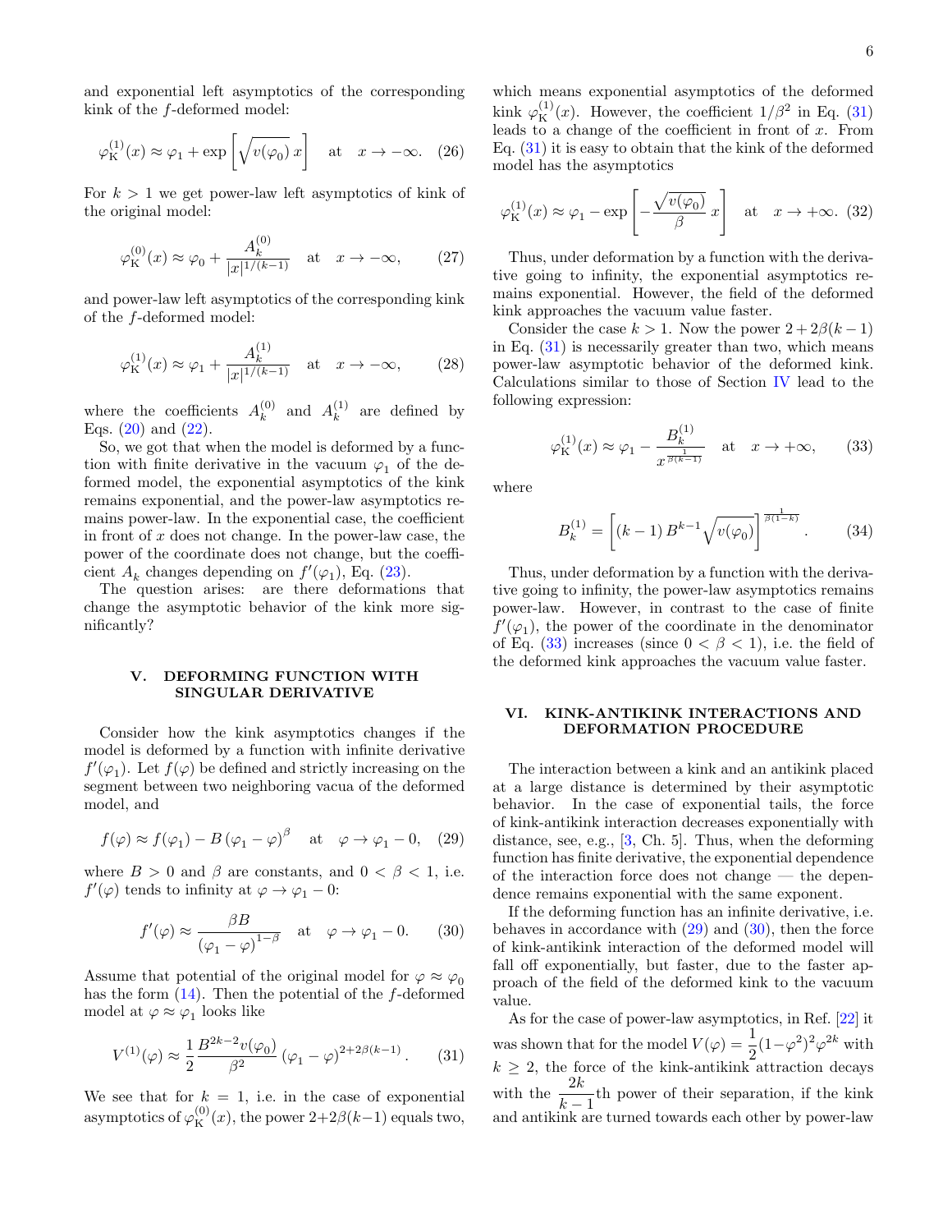and exponential left asymptotics of the corresponding kink of the $f$-deformed model:

$$\varphi_{\rm K}^{(1)}(x) \approx \varphi_1 + \exp\left[\sqrt{v(\varphi_0)}\, x\right] \quad \text{at} \quad x \to -\infty. \quad (26)$$

For $k > 1$ we get power-law left asymptotics of kink of the original model:

$$\varphi_{\rm K}^{(0)}(x) \approx \varphi_0 + \frac{A_k^{(0)}}{|x|^{1/(k-1)}} \quad \text{at} \quad x \to -\infty, \quad (27)$$

and power-law left asymptotics of the corresponding kink of the $f$-deformed model:

$$\varphi_{\rm K}^{(1)}(x) \approx \varphi_1 + \frac{A_k^{(1)}}{|x|^{1/(k-1)}} \quad \text{at} \quad x \to -\infty, \quad (28)$$

where the coefficients $A_k^{(0)}$ and $A_k^{(1)}$ are defined by Eqs. (20) and (22).

So, we got that when the model is deformed by a function with finite derivative in the vacuum $\varphi_1$ of the deformed model, the exponential asymptotics of the kink remains exponential, and the power-law asymptotics remains power-law. In the exponential case, the coefficient in front of $x$ does not change. In the power-law case, the power of the coordinate does not change, but the coefficient $A_k$ changes depending on $f'(\varphi_1)$, Eq. (23).

The question arises: are there deformations that change the asymptotic behavior of the kink more significantly?

## V. DEFORMING FUNCTION WITH SINGULAR DERIVATIVE

Consider how the kink asymptotics changes if the model is deformed by a function with infinite derivative $f'(\varphi_1)$. Let $f(\varphi)$ be defined and strictly increasing on the segment between two neighboring vacua of the deformed model, and

$$f(\varphi) \approx f(\varphi_1) - B\,(\varphi_1 - \varphi)^\beta \quad \text{at} \quad \varphi \to \varphi_1 - 0, \quad (29)$$

where $B > 0$ and $\beta$ are constants, and $0 < \beta < 1$, i.e. $f'(\varphi)$ tends to infinity at $\varphi \to \varphi_1 - 0$:

$$f'(\varphi) \approx \frac{\beta B}{(\varphi_1 - \varphi)^{1-\beta}} \quad \text{at} \quad \varphi \to \varphi_1 - 0. \quad (30)$$

Assume that potential of the original model for $\varphi \approx \varphi_0$ has the form (14). Then the potential of the $f$-deformed model at $\varphi \approx \varphi_1$ looks like

$$V^{(1)}(\varphi) \approx \frac{1}{2}\,\frac{B^{2k-2} v(\varphi_0)}{\beta^2}\,(\varphi_1 - \varphi)^{2+2\beta(k-1)}. \quad (31)$$

We see that for $k = 1$, i.e. in the case of exponential asymptotics of $\varphi_{\rm K}^{(0)}(x)$, the power $2+2\beta(k-1)$ equals two, which means exponential asymptotics of the deformed kink $\varphi_{\rm K}^{(1)}(x)$. However, the coefficient $1/\beta^2$ in Eq. (31) leads to a change of the coefficient in front of $x$. From Eq. (31) it is easy to obtain that the kink of the deformed model has the asymptotics

$$\varphi_{\rm K}^{(1)}(x) \approx \varphi_1 - \exp\left[-\frac{\sqrt{v(\varphi_0)}}{\beta}\, x\right] \quad \text{at} \quad x \to +\infty. \quad (32)$$

Thus, under deformation by a function with the derivative going to infinity, the exponential asymptotics remains exponential. However, the field of the deformed kink approaches the vacuum value faster.

Consider the case $k > 1$. Now the power $2 + 2\beta(k-1)$ in Eq. (31) is necessarily greater than two, which means power-law asymptotic behavior of the deformed kink. Calculations similar to those of Section IV lead to the following expression:

$$\varphi_{\rm K}^{(1)}(x) \approx \varphi_1 - \frac{B_k^{(1)}}{x^{\frac{1}{\beta(k-1)}}} \quad \text{at} \quad x \to +\infty, \quad (33)$$

where

$$B_k^{(1)} = \left[(k-1)\, B^{k-1} \sqrt{v(\varphi_0)}\right]^{\frac{1}{\beta(1-k)}}. \quad (34)$$

Thus, under deformation by a function with the derivative going to infinity, the power-law asymptotics remains power-law. However, in contrast to the case of finite $f'(\varphi_1)$, the power of the coordinate in the denominator of Eq. (33) increases (since $0 < \beta < 1$), i.e. the field of the deformed kink approaches the vacuum value faster.

## VI. KINK-ANTIKINK INTERACTIONS AND DEFORMATION PROCEDURE

The interaction between a kink and an antikink placed at a large distance is determined by their asymptotic behavior. In the case of exponential tails, the force of kink-antikink interaction decreases exponentially with distance, see, e.g., [3, Ch. 5]. Thus, when the deforming function has finite derivative, the exponential dependence of the interaction force does not change — the dependence remains exponential with the same exponent.

If the deforming function has an infinite derivative, i.e. behaves in accordance with (29) and (30), then the force of kink-antikink interaction of the deformed model will fall off exponentially, but faster, due to the faster approach of the field of the deformed kink to the vacuum value.

As for the case of power-law asymptotics, in Ref. [22] it was shown that for the model $V(\varphi) = \dfrac{1}{2}(1-\varphi^2)^2\varphi^{2k}$ with $k \geq 2$, the force of the kink-antikink attraction decays with the $\dfrac{2k}{k-1}$th power of their separation, if the kink and antikink are turned towards each other by power-law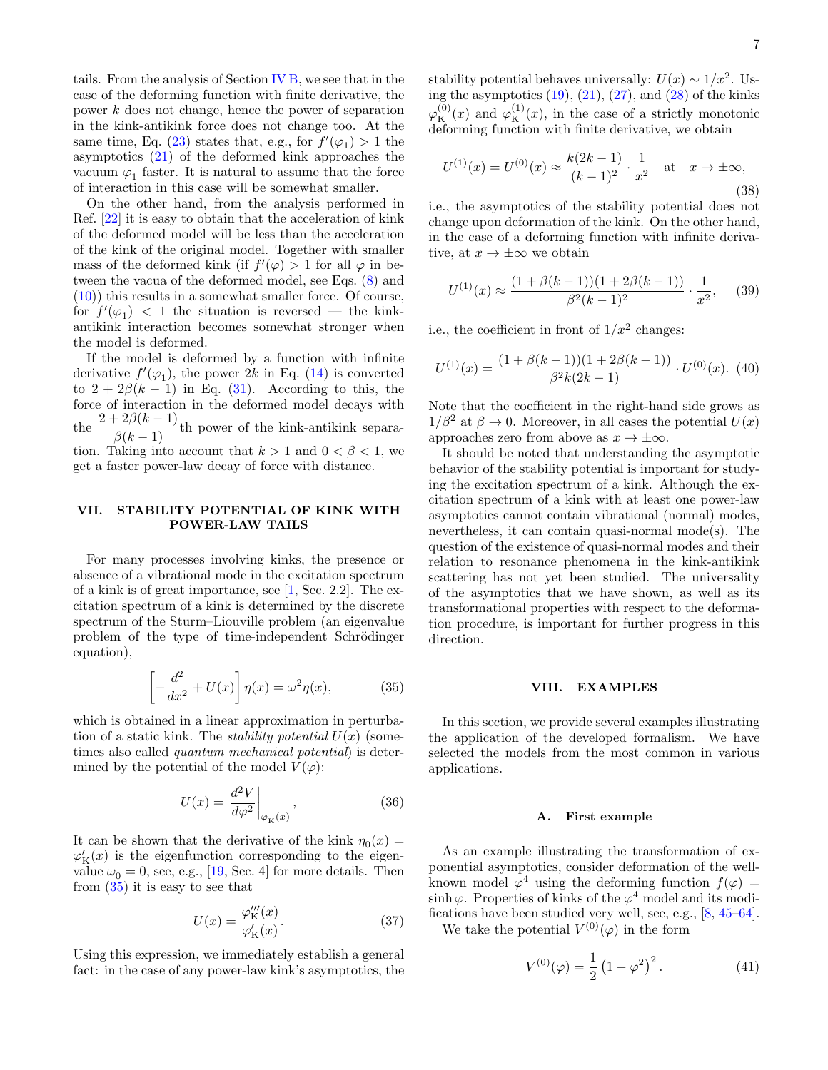tails. From the analysis of Section IV B, we see that in the case of the deforming function with finite derivative, the power $k$ does not change, hence the power of separation in the kink-antikink force does not change too. At the same time, Eq. (23) states that, e.g., for $f'(\varphi_1) > 1$ the asymptotics (21) of the deformed kink approaches the vacuum $\varphi_1$ faster. It is natural to assume that the force of interaction in this case will be somewhat smaller.

On the other hand, from the analysis performed in Ref. [22] it is easy to obtain that the acceleration of kink of the deformed model will be less than the acceleration of the kink of the original model. Together with smaller mass of the deformed kink (if $f'(\varphi) > 1$ for all $\varphi$ in between the vacua of the deformed model, see Eqs. (8) and (10)) this results in a somewhat smaller force. Of course, for $f'(\varphi_1) < 1$ the situation is reversed — the kink-antikink interaction becomes somewhat stronger when the model is deformed.

If the model is deformed by a function with infinite derivative $f'(\varphi_1)$, the power $2k$ in Eq. (14) is converted to $2 + 2\beta(k-1)$ in Eq. (31). According to this, the force of interaction in the deformed model decays with the $\dfrac{2+2\beta(k-1)}{\beta(k-1)}$th power of the kink-antikink separation. Taking into account that $k > 1$ and $0 < \beta < 1$, we get a faster power-law decay of force with distance.

## VII. STABILITY POTENTIAL OF KINK WITH POWER-LAW TAILS

For many processes involving kinks, the presence or absence of a vibrational mode in the excitation spectrum of a kink is of great importance, see [1, Sec. 2.2]. The excitation spectrum of a kink is determined by the discrete spectrum of the Sturm–Liouville problem (an eigenvalue problem of the type of time-independent Schrödinger equation),

$$\left[-\frac{d^2}{dx^2} + U(x)\right]\eta(x) = \omega^2\eta(x), \tag{35}$$

which is obtained in a linear approximation in perturbation of a static kink. The *stability potential* $U(x)$ (sometimes also called *quantum mechanical potential*) is determined by the potential of the model $V(\varphi)$:

$$U(x) = \left.\frac{d^2V}{d\varphi^2}\right|_{\varphi_{\mathrm{K}}(x)}, \tag{36}$$

It can be shown that the derivative of the kink $\eta_0(x) = \varphi'_{\mathrm{K}}(x)$ is the eigenfunction corresponding to the eigenvalue $\omega_0 = 0$, see, e.g., [19, Sec. 4] for more details. Then from (35) it is easy to see that

$$U(x) = \frac{\varphi'''_{\mathrm{K}}(x)}{\varphi'_{\mathrm{K}}(x)}. \tag{37}$$

Using this expression, we immediately establish a general fact: in the case of any power-law kink's asymptotics, the stability potential behaves universally: $U(x) \sim 1/x^2$. Using the asymptotics (19), (21), (27), and (28) of the kinks $\varphi^{(0)}_{\mathrm{K}}(x)$ and $\varphi^{(1)}_{\mathrm{K}}(x)$, in the case of a strictly monotonic deforming function with finite derivative, we obtain

$$U^{(1)}(x) = U^{(0)}(x) \approx \frac{k(2k-1)}{(k-1)^2}\cdot\frac{1}{x^2} \quad \text{at} \quad x \to \pm\infty, \tag{38}$$

i.e., the asymptotics of the stability potential does not change upon deformation of the kink. On the other hand, in the case of a deforming function with infinite derivative, at $x \to \pm\infty$ we obtain

$$U^{(1)}(x) \approx \frac{(1+\beta(k-1))(1+2\beta(k-1))}{\beta^2(k-1)^2}\cdot\frac{1}{x^2}, \tag{39}$$

i.e., the coefficient in front of $1/x^2$ changes:

$$U^{(1)}(x) = \frac{(1+\beta(k-1))(1+2\beta(k-1))}{\beta^2 k(2k-1)}\cdot U^{(0)}(x). \tag{40}$$

Note that the coefficient in the right-hand side grows as $1/\beta^2$ at $\beta \to 0$. Moreover, in all cases the potential $U(x)$ approaches zero from above as $x \to \pm\infty$.

It should be noted that understanding the asymptotic behavior of the stability potential is important for studying the excitation spectrum of a kink. Although the excitation spectrum of a kink with at least one power-law asymptotics cannot contain vibrational (normal) modes, nevertheless, it can contain quasi-normal mode(s). The question of the existence of quasi-normal modes and their relation to resonance phenomena in the kink-antikink scattering has not yet been studied. The universality of the asymptotics that we have shown, as well as its transformational properties with respect to the deformation procedure, is important for further progress in this direction.

## VIII. EXAMPLES

In this section, we provide several examples illustrating the application of the developed formalism. We have selected the models from the most common in various applications.

### A. First example

As an example illustrating the transformation of exponential asymptotics, consider deformation of the well-known model $\varphi^4$ using the deforming function $f(\varphi) = \sinh\varphi$. Properties of kinks of the $\varphi^4$ model and its modifications have been studied very well, see, e.g., [8, 45–64].

We take the potential $V^{(0)}(\varphi)$ in the form

$$V^{(0)}(\varphi) = \frac{1}{2}\left(1-\varphi^2\right)^2. \tag{41}$$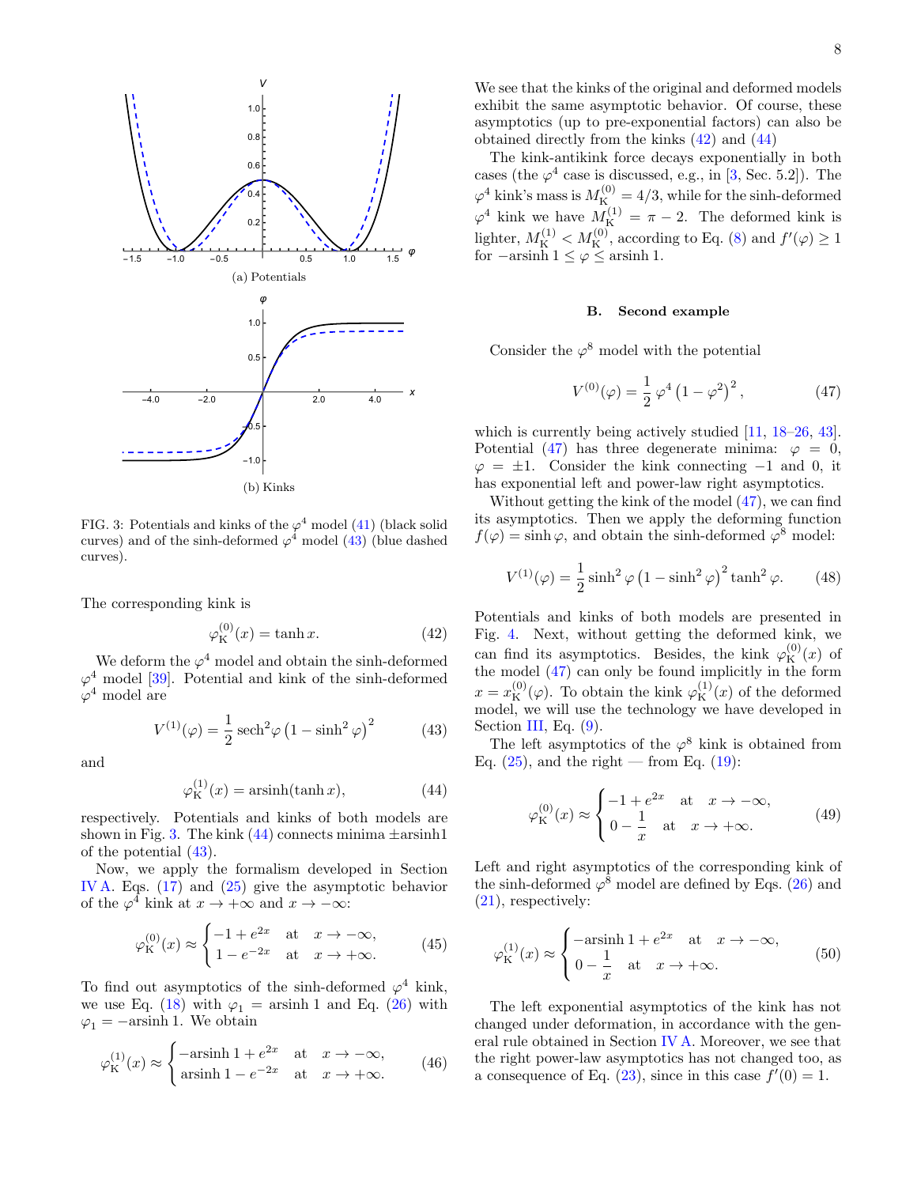FIG. 3: Potentials and kinks of the $\varphi^4$ model (41) (black solid curves) and of the sinh-deformed $\varphi^4$ model (43) (blue dashed curves).

The corresponding kink is

$$\varphi_{\rm K}^{(0)}(x) = \tanh x. \tag{42}$$

We deform the $\varphi^4$ model and obtain the sinh-deformed $\varphi^4$ model [39]. Potential and kink of the sinh-deformed $\varphi^4$ model are

$$V^{(1)}(\varphi) = \frac{1}{2}\,\mathrm{sech}^2\varphi\left(1-\sinh^2\varphi\right)^2 \tag{43}$$

and

$$\varphi_{\rm K}^{(1)}(x) = \mathrm{arsinh}(\tanh x), \tag{44}$$

respectively. Potentials and kinks of both models are shown in Fig. 3. The kink (44) connects minima $\pm$arsinh1 of the potential (43).

Now, we apply the formalism developed in Section IV A. Eqs. (17) and (25) give the asymptotic behavior of the $\varphi^4$ kink at $x\to+\infty$ and $x\to-\infty$:

$$\varphi_{\rm K}^{(0)}(x) \approx \begin{cases} -1+e^{2x} & \text{at} \quad x\to-\infty, \\ 1-e^{-2x} & \text{at} \quad x\to+\infty. \end{cases} \tag{45}$$

To find out asymptotics of the sinh-deformed $\varphi^4$ kink, we use Eq. (18) with $\varphi_1 = \mathrm{arsinh}\,1$ and Eq. (26) with $\varphi_1 = -\mathrm{arsinh}\,1$. We obtain

$$\varphi_{\rm K}^{(1)}(x) \approx \begin{cases} -\mathrm{arsinh}\,1+e^{2x} & \text{at} \quad x\to-\infty, \\ \mathrm{arsinh}\,1-e^{-2x} & \text{at} \quad x\to+\infty. \end{cases} \tag{46}$$

We see that the kinks of the original and deformed models exhibit the same asymptotic behavior. Of course, these asymptotics (up to pre-exponential factors) can also be obtained directly from the kinks (42) and (44)

The kink-antikink force decays exponentially in both cases (the $\varphi^4$ case is discussed, e.g., in [3, Sec. 5.2]). The $\varphi^4$ kink's mass is $M_{\rm K}^{(0)} = 4/3$, while for the sinh-deformed $\varphi^4$ kink we have $M_{\rm K}^{(1)} = \pi-2$. The deformed kink is lighter, $M_{\rm K}^{(1)} < M_{\rm K}^{(0)}$, according to Eq. (8) and $f'(\varphi)\ge 1$ for $-\mathrm{arsinh}\,1 \le \varphi \le \mathrm{arsinh}\,1$.

### B. Second example

Consider the $\varphi^8$ model with the potential

$$V^{(0)}(\varphi) = \frac{1}{2}\,\varphi^4\left(1-\varphi^2\right)^2, \tag{47}$$

which is currently being actively studied [11, 18–26, 43]. Potential (47) has three degenerate minima: $\varphi = 0$, $\varphi = \pm 1$. Consider the kink connecting $-1$ and $0$, it has exponential left and power-law right asymptotics.

Without getting the kink of the model (47), we can find its asymptotics. Then we apply the deforming function $f(\varphi) = \sinh\varphi$, and obtain the sinh-deformed $\varphi^8$ model:

$$V^{(1)}(\varphi) = \frac{1}{2}\sinh^2\varphi\left(1-\sinh^2\varphi\right)^2\tanh^2\varphi. \tag{48}$$

Potentials and kinks of both models are presented in Fig. 4. Next, without getting the deformed kink, we can find its asymptotics. Besides, the kink $\varphi_{\rm K}^{(0)}(x)$ of the model (47) can only be found implicitly in the form $x = x_{\rm K}^{(0)}(\varphi)$. To obtain the kink $\varphi_{\rm K}^{(1)}(x)$ of the deformed model, we will use the technology we have developed in Section III, Eq. (9).

The left asymptotics of the $\varphi^8$ kink is obtained from Eq. (25), and the right — from Eq. (19):

$$\varphi_{\rm K}^{(0)}(x) \approx \begin{cases} -1+e^{2x} & \text{at} \quad x\to-\infty, \\ 0-\dfrac{1}{x} & \text{at} \quad x\to+\infty. \end{cases} \tag{49}$$

Left and right asymptotics of the corresponding kink of the sinh-deformed $\varphi^8$ model are defined by Eqs. (26) and (21), respectively:

$$\varphi_{\rm K}^{(1)}(x) \approx \begin{cases} -\mathrm{arsinh}\,1+e^{2x} & \text{at} \quad x\to-\infty, \\ 0-\dfrac{1}{x} & \text{at} \quad x\to+\infty. \end{cases} \tag{50}$$

The left exponential asymptotics of the kink has not changed under deformation, in accordance with the general rule obtained in Section IV A. Moreover, we see that the right power-law asymptotics has not changed too, as a consequence of Eq. (23), since in this case $f'(0) = 1$.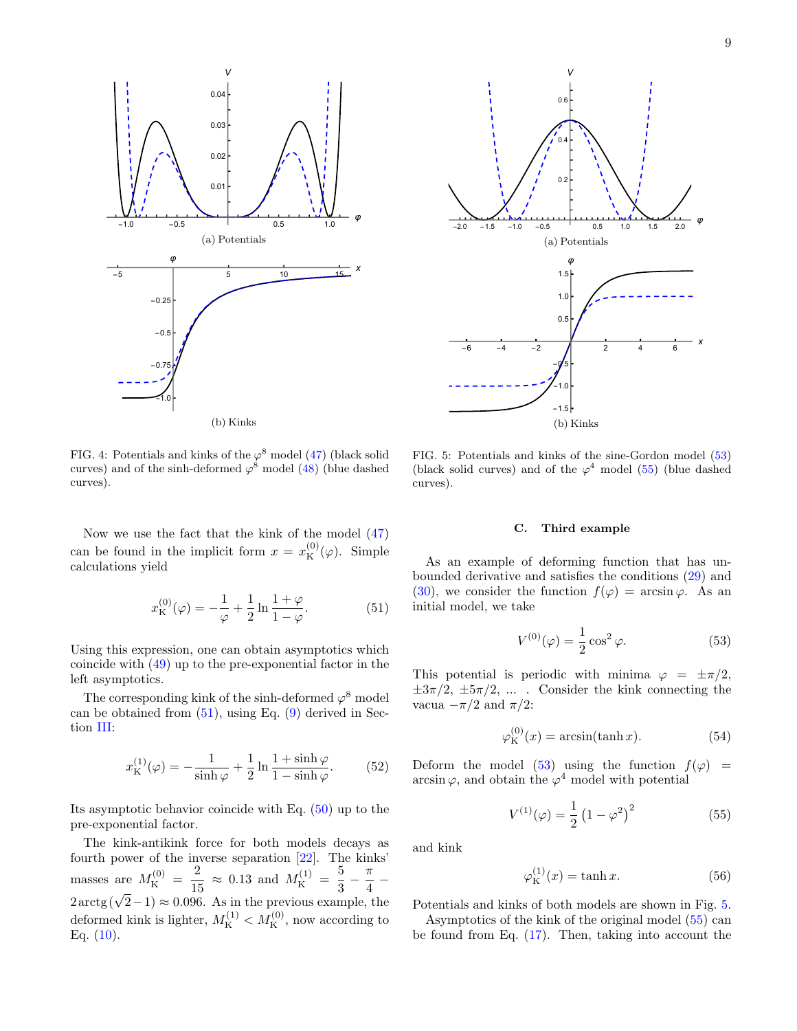FIG. 4: Potentials and kinks of the $\varphi^8$ model (47) (black solid curves) and of the sinh-deformed $\varphi^8$ model (48) (blue dashed curves).

FIG. 5: Potentials and kinks of the sine-Gordon model (53) (black solid curves) and of the $\varphi^4$ model (55) (blue dashed curves).

Now we use the fact that the kink of the model (47) can be found in the implicit form $x = x_{\rm K}^{(0)}(\varphi)$. Simple calculations yield

$$x_{\rm K}^{(0)}(\varphi) = -\frac{1}{\varphi} + \frac{1}{2}\ln\frac{1+\varphi}{1-\varphi}. \tag{51}$$

Using this expression, one can obtain asymptotics which coincide with (49) up to the pre-exponential factor in the left asymptotics.

The corresponding kink of the sinh-deformed $\varphi^8$ model can be obtained from (51), using Eq. (9) derived in Section III:

$$x_{\rm K}^{(1)}(\varphi) = -\frac{1}{\sinh\varphi} + \frac{1}{2}\ln\frac{1+\sinh\varphi}{1-\sinh\varphi}. \tag{52}$$

Its asymptotic behavior coincide with Eq. (50) up to the pre-exponential factor.

The kink-antikink force for both models decays as fourth power of the inverse separation [22]. The kinks' masses are $M_{\rm K}^{(0)} = \dfrac{2}{15} \approx 0.13$ and $M_{\rm K}^{(1)} = \dfrac{5}{3} - \dfrac{\pi}{4} - 2\,\mathrm{arctg}(\sqrt{2}-1) \approx 0.096$. As in the previous example, the deformed kink is lighter, $M_{\rm K}^{(1)} < M_{\rm K}^{(0)}$, now according to Eq. (10).

### C. Third example

As an example of deforming function that has unbounded derivative and satisfies the conditions (29) and (30), we consider the function $f(\varphi) = \arcsin\varphi$. As an initial model, we take

$$V^{(0)}(\varphi) = \frac{1}{2}\cos^2\varphi. \tag{53}$$

This potential is periodic with minima $\varphi = \pm\pi/2$, $\pm 3\pi/2$, $\pm 5\pi/2$, ... . Consider the kink connecting the vacua $-\pi/2$ and $\pi/2$:

$$\varphi_{\rm K}^{(0)}(x) = \arcsin(\tanh x). \tag{54}$$

Deform the model (53) using the function $f(\varphi) = \arcsin\varphi$, and obtain the $\varphi^4$ model with potential

$$V^{(1)}(\varphi) = \frac{1}{2}\left(1-\varphi^2\right)^2 \tag{55}$$

and kink

$$\varphi_{\rm K}^{(1)}(x) = \tanh x. \tag{56}$$

Potentials and kinks of both models are shown in Fig. 5.

Asymptotics of the kink of the original model (55) can be found from Eq. (17). Then, taking into account the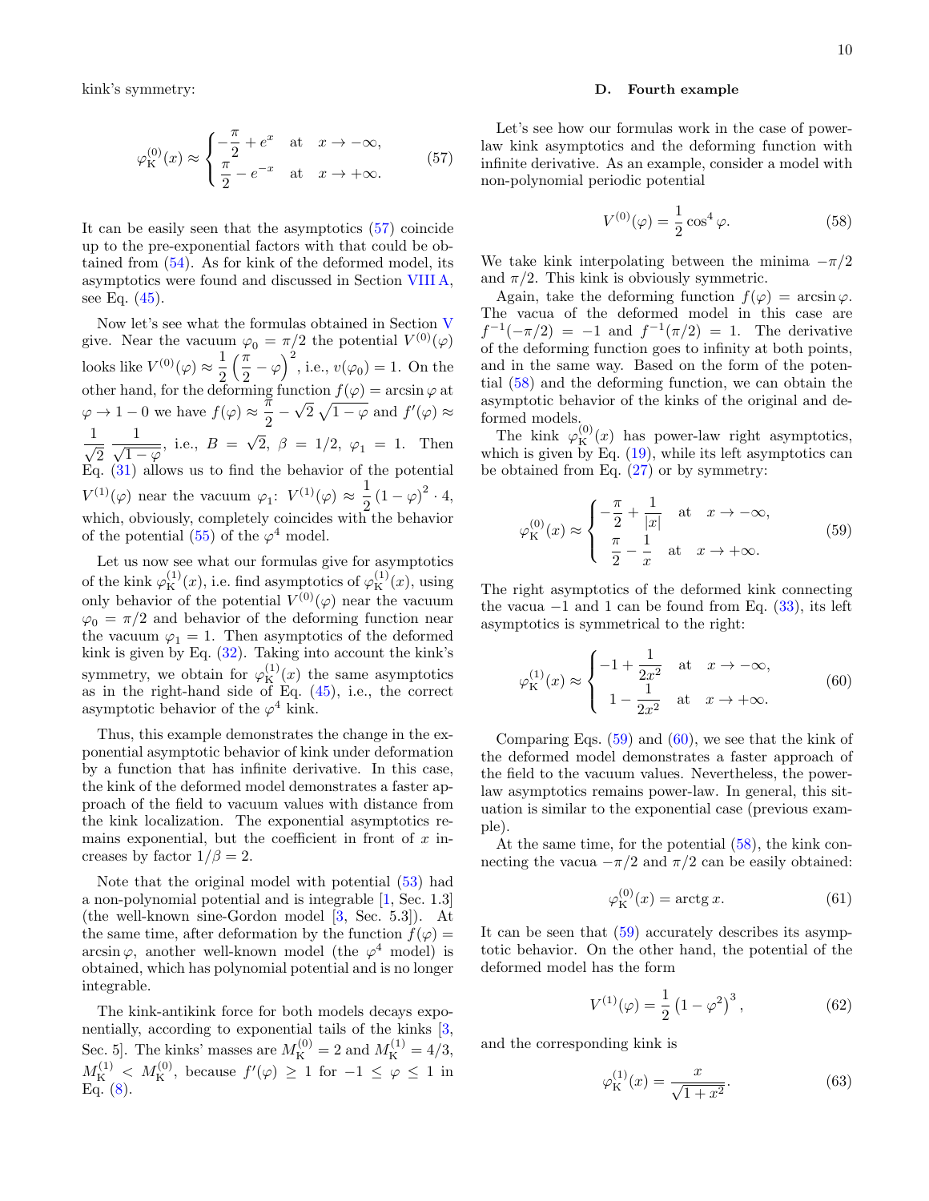kink's symmetry:

$$\varphi_\mathrm{K}^{(0)}(x) \approx \begin{cases} -\dfrac{\pi}{2} + e^{x} & \text{at} \quad x \to -\infty, \\ \dfrac{\pi}{2} - e^{-x} & \text{at} \quad x \to +\infty. \end{cases} \tag{57}$$

It can be easily seen that the asymptotics (57) coincide up to the pre-exponential factors with that could be obtained from (54). As for kink of the deformed model, its asymptotics were found and discussed in Section VIII A, see Eq. (45).

Now let's see what the formulas obtained in Section V give. Near the vacuum $\varphi_0 = \pi/2$ the potential $V^{(0)}(\varphi)$ looks like $V^{(0)}(\varphi) \approx \dfrac{1}{2}\left(\dfrac{\pi}{2} - \varphi\right)^2$, i.e., $v(\varphi_0) = 1$. On the other hand, for the deforming function $f(\varphi) = \arcsin\varphi$ at $\varphi \to 1-0$ we have $f(\varphi) \approx \dfrac{\pi}{2} - \sqrt{2}\,\sqrt{1-\varphi}$ and $f'(\varphi) \approx \dfrac{1}{\sqrt{2}}\,\dfrac{1}{\sqrt{1-\varphi}}$, i.e., $B = \sqrt{2}$, $\beta = 1/2$, $\varphi_1 = 1$. Then Eq. (31) allows us to find the behavior of the potential $V^{(1)}(\varphi)$ near the vacuum $\varphi_1$: $V^{(1)}(\varphi) \approx \dfrac{1}{2}(1-\varphi)^2 \cdot 4$, which, obviously, completely coincides with the behavior of the potential (55) of the $\varphi^4$ model.

Let us now see what our formulas give for asymptotics of the kink $\varphi_\mathrm{K}^{(1)}(x)$, i.e. find asymptotics of $\varphi_\mathrm{K}^{(1)}(x)$, using only behavior of the potential $V^{(0)}(\varphi)$ near the vacuum $\varphi_0 = \pi/2$ and behavior of the deforming function near the vacuum $\varphi_1 = 1$. Then asymptotics of the deformed kink is given by Eq. (32). Taking into account the kink's symmetry, we obtain for $\varphi_\mathrm{K}^{(1)}(x)$ the same asymptotics as in the right-hand side of Eq. (45), i.e., the correct asymptotic behavior of the $\varphi^4$ kink.

Thus, this example demonstrates the change in the exponential asymptotic behavior of kink under deformation by a function that has infinite derivative. In this case, the kink of the deformed model demonstrates a faster approach of the field to vacuum values with distance from the kink localization. The exponential asymptotics remains exponential, but the coefficient in front of $x$ increases by factor $1/\beta = 2$.

Note that the original model with potential (53) had a non-polynomial potential and is integrable [1, Sec. 1.3] (the well-known sine-Gordon model [3, Sec. 5.3]). At the same time, after deformation by the function $f(\varphi) = \arcsin\varphi$, another well-known model (the $\varphi^4$ model) is obtained, which has polynomial potential and is no longer integrable.

The kink-antikink force for both models decays exponentially, according to exponential tails of the kinks [3, Sec. 5]. The kinks' masses are $M_\mathrm{K}^{(0)} = 2$ and $M_\mathrm{K}^{(1)} = 4/3$, $M_\mathrm{K}^{(1)} < M_\mathrm{K}^{(0)}$, because $f'(\varphi) \geq 1$ for $-1 \leq \varphi \leq 1$ in Eq. (8).

### D. Fourth example

Let's see how our formulas work in the case of power-law kink asymptotics and the deforming function with infinite derivative. As an example, consider a model with non-polynomial periodic potential

$$V^{(0)}(\varphi) = \frac{1}{2}\cos^4\varphi. \tag{58}$$

We take kink interpolating between the minima $-\pi/2$ and $\pi/2$. This kink is obviously symmetric.

Again, take the deforming function $f(\varphi) = \arcsin\varphi$. The vacua of the deformed model in this case are $f^{-1}(-\pi/2) = -1$ and $f^{-1}(\pi/2) = 1$. The derivative of the deforming function goes to infinity at both points, and in the same way. Based on the form of the potential (58) and the deforming function, we can obtain the asymptotic behavior of the kinks of the original and deformed models.

The kink $\varphi_\mathrm{K}^{(0)}(x)$ has power-law right asymptotics, which is given by Eq. (19), while its left asymptotics can be obtained from Eq. (27) or by symmetry:

$$\varphi_\mathrm{K}^{(0)}(x) \approx \begin{cases} -\dfrac{\pi}{2} + \dfrac{1}{|x|} & \text{at} \quad x \to -\infty, \\ \dfrac{\pi}{2} - \dfrac{1}{x} & \text{at} \quad x \to +\infty. \end{cases} \tag{59}$$

The right asymptotics of the deformed kink connecting the vacua $-1$ and $1$ can be found from Eq. (33), its left asymptotics is symmetrical to the right:

$$\varphi_\mathrm{K}^{(1)}(x) \approx \begin{cases} -1 + \dfrac{1}{2x^2} & \text{at} \quad x \to -\infty, \\ 1 - \dfrac{1}{2x^2} & \text{at} \quad x \to +\infty. \end{cases} \tag{60}$$

Comparing Eqs. (59) and (60), we see that the kink of the deformed model demonstrates a faster approach of the field to the vacuum values. Nevertheless, the power-law asymptotics remains power-law. In general, this situation is similar to the exponential case (previous example).

At the same time, for the potential (58), the kink connecting the vacua $-\pi/2$ and $\pi/2$ can be easily obtained:

$$\varphi_\mathrm{K}^{(0)}(x) = \mathrm{arctg}\, x. \tag{61}$$

It can be seen that (59) accurately describes its asymptotic behavior. On the other hand, the potential of the deformed model has the form

$$V^{(1)}(\varphi) = \frac{1}{2}\left(1-\varphi^2\right)^3, \tag{62}$$

and the corresponding kink is

$$\varphi_\mathrm{K}^{(1)}(x) = \frac{x}{\sqrt{1+x^2}}. \tag{63}$$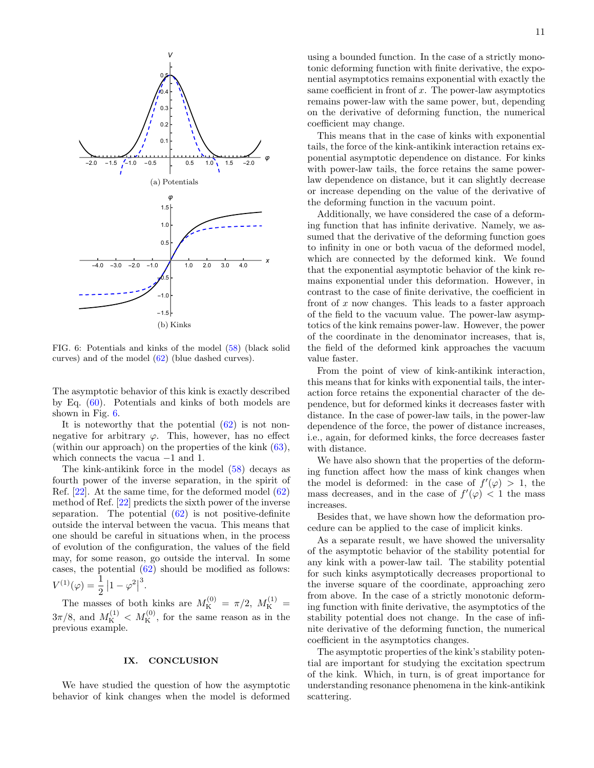FIG. 6: Potentials and kinks of the model (58) (black solid curves) and of the model (62) (blue dashed curves).

The asymptotic behavior of this kink is exactly described by Eq. (60). Potentials and kinks of both models are shown in Fig. 6.

It is noteworthy that the potential (62) is not non-negative for arbitrary $\varphi$. This, however, has no effect (within our approach) on the properties of the kink (63), which connects the vacua $-1$ and 1.

The kink-antikink force in the model (58) decays as fourth power of the inverse separation, in the spirit of Ref. [22]. At the same time, for the deformed model (62) method of Ref. [22] predicts the sixth power of the inverse separation. The potential (62) is not positive-definite outside the interval between the vacua. This means that one should be careful in situations when, in the process of evolution of the configuration, the values of the field may, for some reason, go outside the interval. In some cases, the potential (62) should be modified as follows: $V^{(1)}(\varphi) = \dfrac{1}{2}\left|1-\varphi^2\right|^3$.

The masses of both kinks are $M_\mathrm{K}^{(0)} = \pi/2$, $M_\mathrm{K}^{(1)} = 3\pi/8$, and $M_\mathrm{K}^{(1)} < M_\mathrm{K}^{(0)}$, for the same reason as in the previous example.

## IX. CONCLUSION

We have studied the question of how the asymptotic behavior of kink changes when the model is deformed using a bounded function. In the case of a strictly monotonic deforming function with finite derivative, the exponential asymptotics remains exponential with exactly the same coefficient in front of $x$. The power-law asymptotics remains power-law with the same power, but, depending on the derivative of deforming function, the numerical coefficient may change.

This means that in the case of kinks with exponential tails, the force of the kink-antikink interaction retains exponential asymptotic dependence on distance. For kinks with power-law tails, the force retains the same power-law dependence on distance, but it can slightly decrease or increase depending on the value of the derivative of the deforming function in the vacuum point.

Additionally, we have considered the case of a deforming function that has infinite derivative. Namely, we assumed that the derivative of the deforming function goes to infinity in one or both vacua of the deformed model, which are connected by the deformed kink. We found that the exponential asymptotic behavior of the kink remains exponential under this deformation. However, in contrast to the case of finite derivative, the coefficient in front of $x$ now changes. This leads to a faster approach of the field to the vacuum value. The power-law asymptotics of the kink remains power-law. However, the power of the coordinate in the denominator increases, that is, the field of the deformed kink approaches the vacuum value faster.

From the point of view of kink-antikink interaction, this means that for kinks with exponential tails, the interaction force retains the exponential character of the dependence, but for deformed kinks it decreases faster with distance. In the case of power-law tails, in the power-law dependence of the force, the power of distance increases, i.e., again, for deformed kinks, the force decreases faster with distance.

We have also shown that the properties of the deforming function affect how the mass of kink changes when the model is deformed: in the case of $f'(\varphi) > 1$, the mass decreases, and in the case of $f'(\varphi) < 1$ the mass increases.

Besides that, we have shown how the deformation procedure can be applied to the case of implicit kinks.

As a separate result, we have showed the universality of the asymptotic behavior of the stability potential for any kink with a power-law tail. The stability potential for such kinks asymptotically decreases proportional to the inverse square of the coordinate, approaching zero from above. In the case of a strictly monotonic deforming function with finite derivative, the asymptotics of the stability potential does not change. In the case of infinite derivative of the deforming function, the numerical coefficient in the asymptotics changes.

The asymptotic properties of the kink's stability potential are important for studying the excitation spectrum of the kink. Which, in turn, is of great importance for understanding resonance phenomena in the kink-antikink scattering.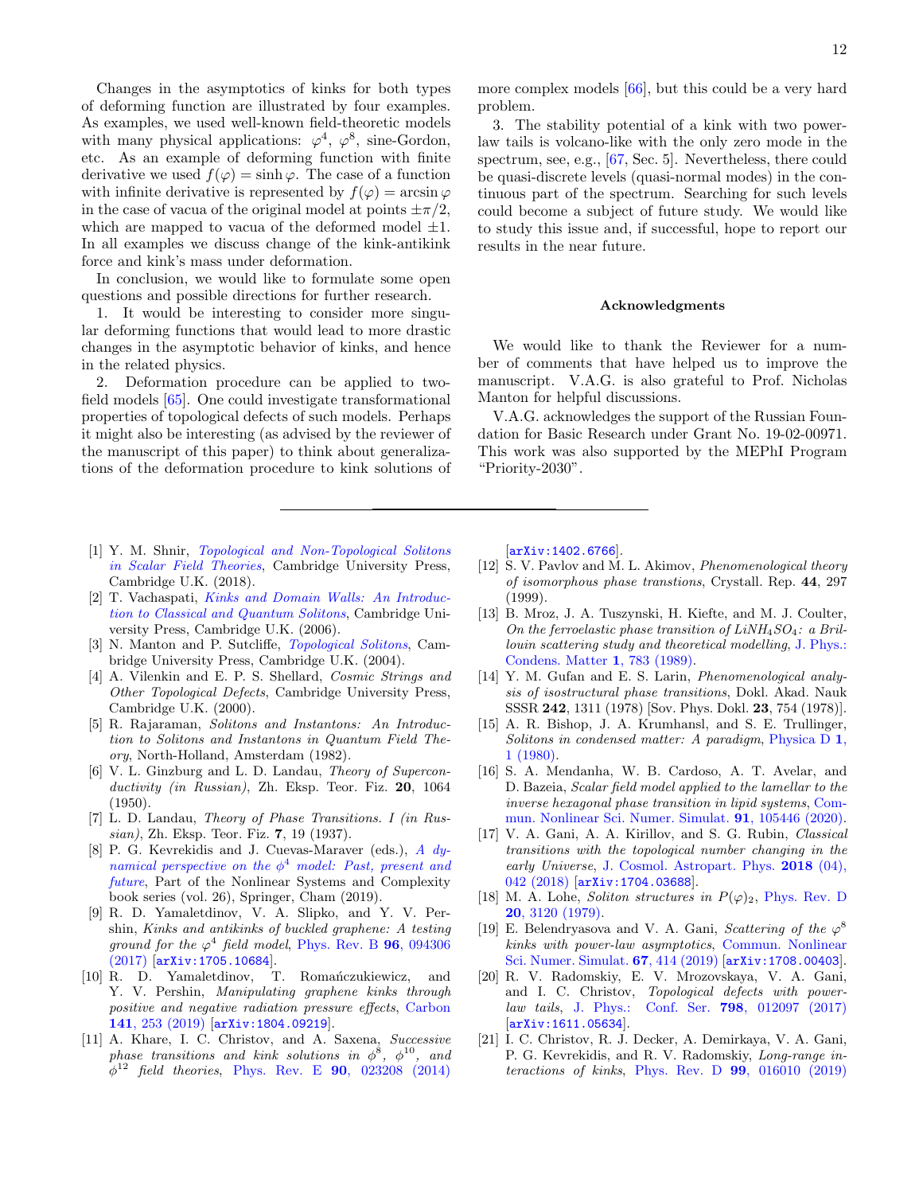Changes in the asymptotics of kinks for both types of deforming function are illustrated by four examples. As examples, we used well-known field-theoretic models with many physical applications: $\varphi^4$, $\varphi^8$, sine-Gordon, etc. As an example of deforming function with finite derivative we used $f(\varphi) = \sinh\varphi$. The case of a function with infinite derivative is represented by $f(\varphi) = \arcsin\varphi$ in the case of vacua of the original model at points $\pm\pi/2$, which are mapped to vacua of the deformed model $\pm1$. In all examples we discuss change of the kink-antikink force and kink's mass under deformation.

In conclusion, we would like to formulate some open questions and possible directions for further research.

1. It would be interesting to consider more singular deforming functions that would lead to more drastic changes in the asymptotic behavior of kinks, and hence in the related physics.

2. Deformation procedure can be applied to two-field models [65]. One could investigate transformational properties of topological defects of such models. Perhaps it might also be interesting (as advised by the reviewer of the manuscript of this paper) to think about generalizations of the deformation procedure to kink solutions of more complex models [66], but this could be a very hard problem.

3. The stability potential of a kink with two power-law tails is volcano-like with the only zero mode in the spectrum, see, e.g., [67, Sec. 5]. Nevertheless, there could be quasi-discrete levels (quasi-normal modes) in the continuous part of the spectrum. Searching for such levels could become a subject of future study. We would like to study this issue and, if successful, hope to report our results in the near future.

## Acknowledgments

We would like to thank the Reviewer for a number of comments that have helped us to improve the manuscript. V.A.G. is also grateful to Prof. Nicholas Manton for helpful discussions.

V.A.G. acknowledges the support of the Russian Foundation for Basic Research under Grant No. 19-02-00971. This work was also supported by the MEPhI Program "Priority-2030".

---

[1] Y. M. Shnir, *Topological and Non-Topological Solitons in Scalar Field Theories*, Cambridge University Press, Cambridge U.K. (2018).

[2] T. Vachaspati, *Kinks and Domain Walls: An Introduction to Classical and Quantum Solitons*, Cambridge University Press, Cambridge U.K. (2006).

[3] N. Manton and P. Sutcliffe, *Topological Solitons*, Cambridge University Press, Cambridge U.K. (2004).

[4] A. Vilenkin and E. P. S. Shellard, *Cosmic Strings and Other Topological Defects*, Cambridge University Press, Cambridge U.K. (2000).

[5] R. Rajaraman, *Solitons and Instantons: An Introduction to Solitons and Instantons in Quantum Field Theory*, North-Holland, Amsterdam (1982).

[6] V. L. Ginzburg and L. D. Landau, *Theory of Superconductivity (in Russian)*, Zh. Eksp. Teor. Fiz. **20**, 1064 (1950).

[7] L. D. Landau, *Theory of Phase Transitions. I (in Russian)*, Zh. Eksp. Teor. Fiz. **7**, 19 (1937).

[8] P. G. Kevrekidis and J. Cuevas-Maraver (eds.), *A dynamical perspective on the $\phi^4$ model: Past, present and future*, Part of the Nonlinear Systems and Complexity book series (vol. 26), Springer, Cham (2019).

[9] R. D. Yamaletdinov, V. A. Slipko, and Y. V. Pershin, *Kinks and antikinks of buckled graphene: A testing ground for the $\varphi^4$ field model*, Phys. Rev. B **96**, 094306 (2017) [arXiv:1705.10684].

[10] R. D. Yamaletdinov, T. Romańczukiewicz, and Y. V. Pershin, *Manipulating graphene kinks through positive and negative radiation pressure effects*, Carbon **141**, 253 (2019) [arXiv:1804.09219].

[11] A. Khare, I. C. Christov, and A. Saxena, *Successive phase transitions and kink solutions in $\phi^8$, $\phi^{10}$, and $\phi^{12}$ field theories*, Phys. Rev. E **90**, 023208 (2014) [arXiv:1402.6766].

[12] S. V. Pavlov and M. L. Akimov, *Phenomenological theory of isomorphous phase transtions*, Crystall. Rep. **44**, 297 (1999).

[13] B. Mroz, J. A. Tuszynski, H. Kiefte, and M. J. Coulter, *On the ferroelastic phase transition of $LiNH_4SO_4$: a Brillouin scattering study and theoretical modelling*, J. Phys.: Condens. Matter **1**, 783 (1989).

[14] Y. M. Gufan and E. S. Larin, *Phenomenological analysis of isostructural phase transitions*, Dokl. Akad. Nauk SSSR **242**, 1311 (1978) [Sov. Phys. Dokl. **23**, 754 (1978)].

[15] A. R. Bishop, J. A. Krumhansl, and S. E. Trullinger, *Solitons in condensed matter: A paradigm*, Physica D **1**, 1 (1980).

[16] S. A. Mendanha, W. B. Cardoso, A. T. Avelar, and D. Bazeia, *Scalar field model applied to the lamellar to the inverse hexagonal phase transition in lipid systems*, Commun. Nonlinear Sci. Numer. Simulat. **91**, 105446 (2020).

[17] V. A. Gani, A. A. Kirillov, and S. G. Rubin, *Classical transitions with the topological number changing in the early Universe*, J. Cosmol. Astropart. Phys. **2018** (04), 042 (2018) [arXiv:1704.03688].

[18] M. A. Lohe, *Soliton structures in $P(\varphi)_2$*, Phys. Rev. D **20**, 3120 (1979).

[19] E. Belendryasova and V. A. Gani, *Scattering of the $\varphi^8$ kinks with power-law asymptotics*, Commun. Nonlinear Sci. Numer. Simulat. **67**, 414 (2019) [arXiv:1708.00403].

[20] R. V. Radomskiy, E. V. Mrozovskaya, V. A. Gani, and I. C. Christov, *Topological defects with power-law tails*, J. Phys.: Conf. Ser. **798**, 012097 (2017) [arXiv:1611.05634].

[21] I. C. Christov, R. J. Decker, A. Demirkaya, V. A. Gani, P. G. Kevrekidis, and R. V. Radomskiy, *Long-range interactions of kinks*, Phys. Rev. D **99**, 016010 (2019)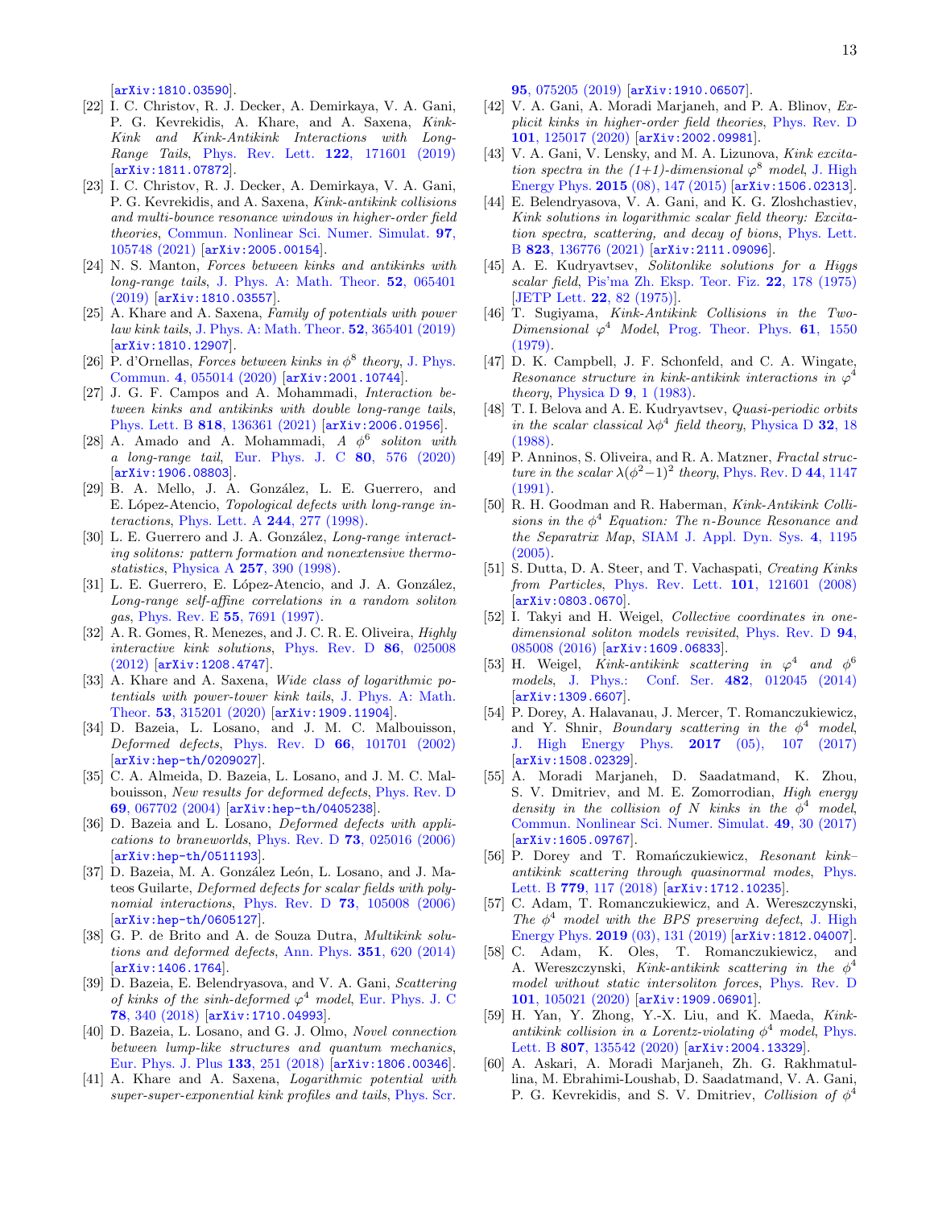[arXiv:1810.03590].

[22] I. C. Christov, R. J. Decker, A. Demirkaya, V. A. Gani, P. G. Kevrekidis, A. Khare, and A. Saxena, *Kink-Kink and Kink-Antikink Interactions with Long-Range Tails*, Phys. Rev. Lett. **122**, 171601 (2019) [arXiv:1811.07872].

[23] I. C. Christov, R. J. Decker, A. Demirkaya, V. A. Gani, P. G. Kevrekidis, and A. Saxena, *Kink-antikink collisions and multi-bounce resonance windows in higher-order field theories*, Commun. Nonlinear Sci. Numer. Simulat. **97**, 105748 (2021) [arXiv:2005.00154].

[24] N. S. Manton, *Forces between kinks and antikinks with long-range tails*, J. Phys. A: Math. Theor. **52**, 065401 (2019) [arXiv:1810.03557].

[25] A. Khare and A. Saxena, *Family of potentials with power law kink tails*, J. Phys. A: Math. Theor. **52**, 365401 (2019) [arXiv:1810.12907].

[26] P. d'Ornellas, *Forces between kinks in $\phi^8$ theory*, J. Phys. Commun. **4**, 055014 (2020) [arXiv:2001.10744].

[27] J. G. F. Campos and A. Mohammadi, *Interaction between kinks and antikinks with double long-range tails*, Phys. Lett. B **818**, 136361 (2021) [arXiv:2006.01956].

[28] A. Amado and A. Mohammadi, *A $\phi^6$ soliton with a long-range tail*, Eur. Phys. J. C **80**, 576 (2020) [arXiv:1906.08803].

[29] B. A. Mello, J. A. González, L. E. Guerrero, and E. López-Atencio, *Topological defects with long-range interactions*, Phys. Lett. A **244**, 277 (1998).

[30] L. E. Guerrero and J. A. González, *Long-range interacting solitons: pattern formation and nonextensive thermostatistics*, Physica A **257**, 390 (1998).

[31] L. E. Guerrero, E. López-Atencio, and J. A. González, *Long-range self-affine correlations in a random soliton gas*, Phys. Rev. E **55**, 7691 (1997).

[32] A. R. Gomes, R. Menezes, and J. C. R. E. Oliveira, *Highly interactive kink solutions*, Phys. Rev. D **86**, 025008 (2012) [arXiv:1208.4747].

[33] A. Khare and A. Saxena, *Wide class of logarithmic potentials with power-tower kink tails*, J. Phys. A: Math. Theor. **53**, 315201 (2020) [arXiv:1909.11904].

[34] D. Bazeia, L. Losano, and J. M. C. Malbouisson, *Deformed defects*, Phys. Rev. D **66**, 101701 (2002) [arXiv:hep-th/0209027].

[35] C. A. Almeida, D. Bazeia, L. Losano, and J. M. C. Malbouisson, *New results for deformed defects*, Phys. Rev. D **69**, 067702 (2004) [arXiv:hep-th/0405238].

[36] D. Bazeia and L. Losano, *Deformed defects with applications to braneworlds*, Phys. Rev. D **73**, 025016 (2006) [arXiv:hep-th/0511193].

[37] D. Bazeia, M. A. González León, L. Losano, and J. Mateos Guilarte, *Deformed defects for scalar fields with polynomial interactions*, Phys. Rev. D **73**, 105008 (2006) [arXiv:hep-th/0605127].

[38] G. P. de Brito and A. de Souza Dutra, *Multikink solutions and deformed defects*, Ann. Phys. **351**, 620 (2014) [arXiv:1406.1764].

[39] D. Bazeia, E. Belendryasova, and V. A. Gani, *Scattering of kinks of the sinh-deformed $\varphi^4$ model*, Eur. Phys. J. C **78**, 340 (2018) [arXiv:1710.04993].

[40] D. Bazeia, L. Losano, and G. J. Olmo, *Novel connection between lump-like structures and quantum mechanics*, Eur. Phys. J. Plus **133**, 251 (2018) [arXiv:1806.00346].

[41] A. Khare and A. Saxena, *Logarithmic potential with super-super-exponential kink profiles and tails*, Phys. Scr. **95**, 075205 (2019) [arXiv:1910.06507].

[42] V. A. Gani, A. Moradi Marjaneh, and P. A. Blinov, *Explicit kinks in higher-order field theories*, Phys. Rev. D **101**, 125017 (2020) [arXiv:2002.09981].

[43] V. A. Gani, V. Lensky, and M. A. Lizunova, *Kink excitation spectra in the (1+1)-dimensional $\varphi^8$ model*, J. High Energy Phys. **2015** (08), 147 (2015) [arXiv:1506.02313].

[44] E. Belendryasova, V. A. Gani, and K. G. Zloshchastiev, *Kink solutions in logarithmic scalar field theory: Excitation spectra, scattering, and decay of bions*, Phys. Lett. B **823**, 136776 (2021) [arXiv:2111.09096].

[45] A. E. Kudryavtsev, *Solitonlike solutions for a Higgs scalar field*, Pis'ma Zh. Eksp. Teor. Fiz. **22**, 178 (1975) [JETP Lett. **22**, 82 (1975)].

[46] T. Sugiyama, *Kink-Antikink Collisions in the Two-Dimensional $\varphi^4$ Model*, Prog. Theor. Phys. **61**, 1550 (1979).

[47] D. K. Campbell, J. F. Schonfeld, and C. A. Wingate, *Resonance structure in kink-antikink interactions in $\varphi^4$ theory*, Physica D **9**, 1 (1983).

[48] T. I. Belova and A. E. Kudryavtsev, *Quasi-periodic orbits in the scalar classical $\lambda\phi^4$ field theory*, Physica D **32**, 18 (1988).

[49] P. Anninos, S. Oliveira, and R. A. Matzner, *Fractal structure in the scalar $\lambda(\phi^2-1)^2$ theory*, Phys. Rev. D **44**, 1147 (1991).

[50] R. H. Goodman and R. Haberman, *Kink-Antikink Collisions in the $\phi^4$ Equation: The n-Bounce Resonance and the Separatrix Map*, SIAM J. Appl. Dyn. Sys. **4**, 1195 (2005).

[51] S. Dutta, D. A. Steer, and T. Vachaspati, *Creating Kinks from Particles*, Phys. Rev. Lett. **101**, 121601 (2008) [arXiv:0803.0670].

[52] I. Takyi and H. Weigel, *Collective coordinates in one-dimensional soliton models revisited*, Phys. Rev. D **94**, 085008 (2016) [arXiv:1609.06833].

[53] H. Weigel, *Kink-antikink scattering in $\varphi^4$ and $\phi^6$ models*, J. Phys.: Conf. Ser. **482**, 012045 (2014) [arXiv:1309.6607].

[54] P. Dorey, A. Halavanau, J. Mercer, T. Romanczukiewicz, and Y. Shnir, *Boundary scattering in the $\phi^4$ model*, J. High Energy Phys. **2017** (05), 107 (2017) [arXiv:1508.02329].

[55] A. Moradi Marjaneh, D. Saadatmand, K. Zhou, S. V. Dmitriev, and M. E. Zomorrodian, *High energy density in the collision of N kinks in the $\phi^4$ model*, Commun. Nonlinear Sci. Numer. Simulat. **49**, 30 (2017) [arXiv:1605.09767].

[56] P. Dorey and T. Romańczukiewicz, *Resonant kink–antikink scattering through quasinormal modes*, Phys. Lett. B **779**, 117 (2018) [arXiv:1712.10235].

[57] C. Adam, T. Romanczukiewicz, and A. Wereszczynski, *The $\phi^4$ model with the BPS preserving defect*, J. High Energy Phys. **2019** (03), 131 (2019) [arXiv:1812.04007].

[58] C. Adam, K. Oles, T. Romanczukiewicz, and A. Wereszczynski, *Kink-antikink scattering in the $\phi^4$ model without static intersoliton forces*, Phys. Rev. D **101**, 105021 (2020) [arXiv:1909.06901].

[59] H. Yan, Y. Zhong, Y.-X. Liu, and K. Maeda, *Kink-antikink collision in a Lorentz-violating $\phi^4$ model*, Phys. Lett. B **807**, 135542 (2020) [arXiv:2004.13329].

[60] A. Askari, A. Moradi Marjaneh, Zh. G. Rakhmatullina, M. Ebrahimi-Loushab, D. Saadatmand, V. A. Gani, P. G. Kevrekidis, and S. V. Dmitriev, *Collision of $\phi^4$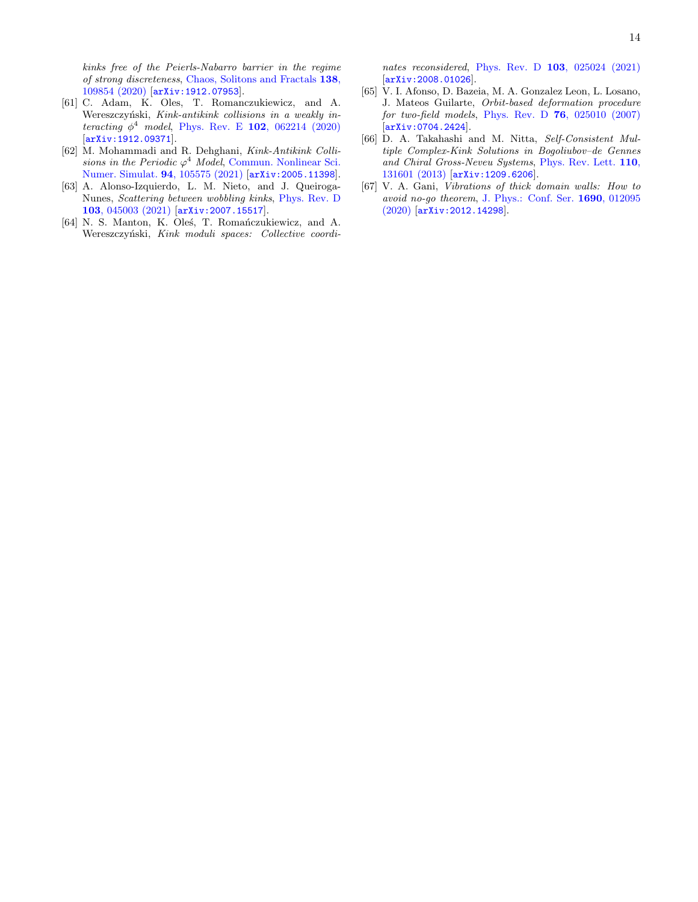*kinks free of the Peierls-Nabarro barrier in the regime of strong discreteness*, Chaos, Solitons and Fractals **138**, 109854 (2020) [arXiv:1912.07953].

[61] C. Adam, K. Oles, T. Romanczukiewicz, and A. Wereszczyński, *Kink-antikink collisions in a weakly interacting $\phi^4$ model*, Phys. Rev. E **102**, 062214 (2020) [arXiv:1912.09371].

[62] M. Mohammadi and R. Dehghani, *Kink-Antikink Collisions in the Periodic $\varphi^4$ Model*, Commun. Nonlinear Sci. Numer. Simulat. **94**, 105575 (2021) [arXiv:2005.11398].

[63] A. Alonso-Izquierdo, L. M. Nieto, and J. Queiroga-Nunes, *Scattering between wobbling kinks*, Phys. Rev. D **103**, 045003 (2021) [arXiv:2007.15517].

[64] N. S. Manton, K. Oleś, T. Romańczukiewicz, and A. Wereszczyński, *Kink moduli spaces: Collective coordinates reconsidered*, Phys. Rev. D **103**, 025024 (2021) [arXiv:2008.01026].

[65] V. I. Afonso, D. Bazeia, M. A. Gonzalez Leon, L. Losano, J. Mateos Guilarte, *Orbit-based deformation procedure for two-field models*, Phys. Rev. D **76**, 025010 (2007) [arXiv:0704.2424].

[66] D. A. Takahashi and M. Nitta, *Self-Consistent Multiple Complex-Kink Solutions in Bogoliubov–de Gennes and Chiral Gross-Neveu Systems*, Phys. Rev. Lett. **110**, 131601 (2013) [arXiv:1209.6206].

[67] V. A. Gani, *Vibrations of thick domain walls: How to avoid no-go theorem*, J. Phys.: Conf. Ser. **1690**, 012095 (2020) [arXiv:2012.14298].